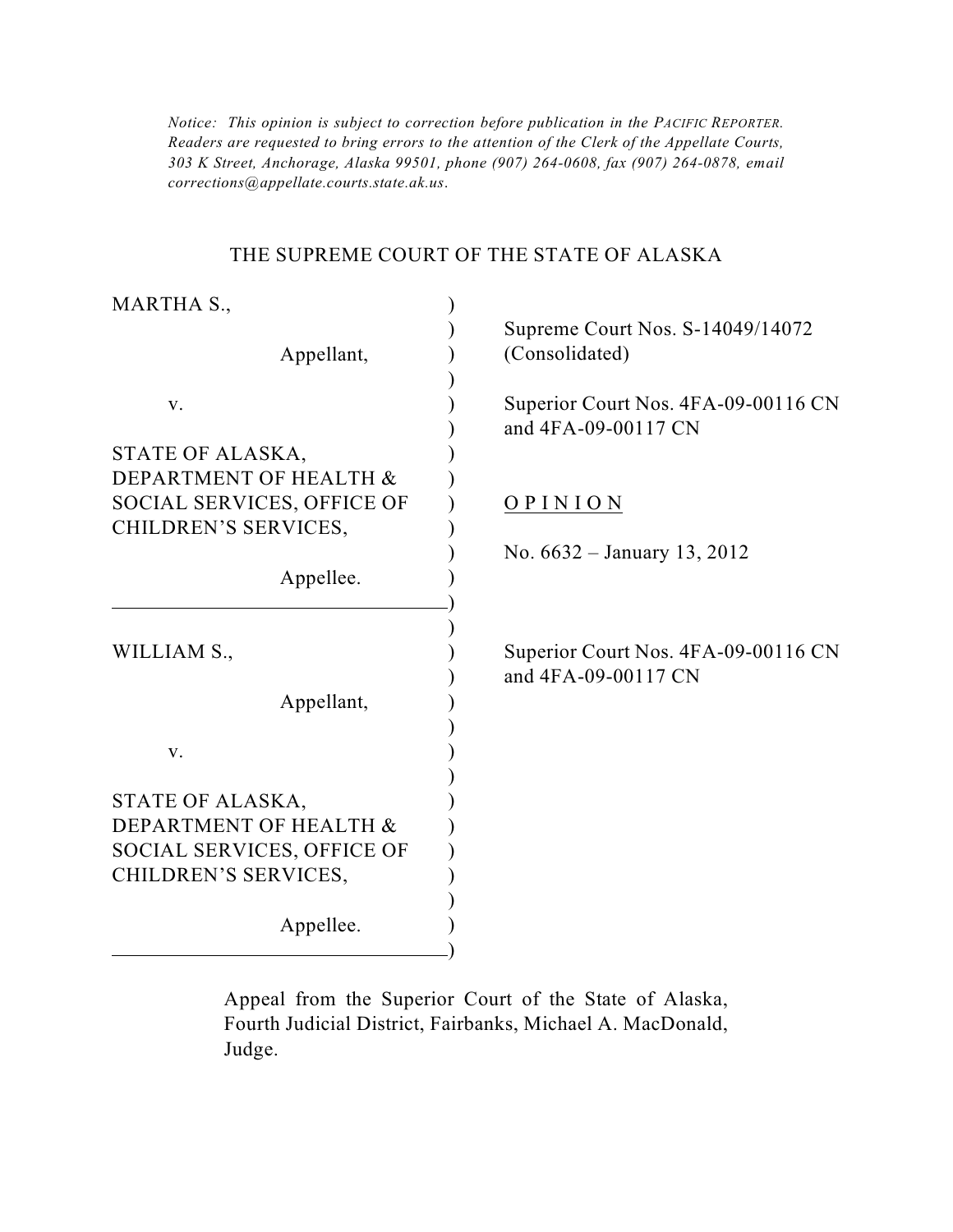*Notice: This opinion is subject to correction before publication in the PACIFIC REPORTER. Readers are requested to bring errors to the attention of the Clerk of the Appellate Courts, 303 K Street, Anchorage, Alaska 99501, phone (907) 264-0608, fax (907) 264-0878, email corrections@appellate.courts.state.ak.us.*

# THE SUPREME COURT OF THE STATE OF ALASKA

MARTHA S.,

Appellant,

v.

STATE OF ALASKA, DEPARTMENT OF HEALTH & SOCIAL SERVICES, OFFICE OF CHILDREN'S SERVICES,

Appellee.

Supreme Court Nos. S-14049/14072 (Consolidated)

Superior Court Nos. 4FA-09-00116 CN and 4FA-09-00117 CN

O P I N I O N

No. 6632 – January 13, 2012

WILLIAM S.,

Appellant,

v.

STATE OF ALASKA, DEPARTMENT OF HEALTH & SOCIAL SERVICES, OFFICE OF CHILDREN'S SERVICES,

Appellee.

Superior Court Nos. 4FA-09-00116 CN and 4FA-09-00117 CN

Appeal from the Superior Court of the State of Alaska, Fourth Judicial District, Fairbanks, Michael A. MacDonald, Judge.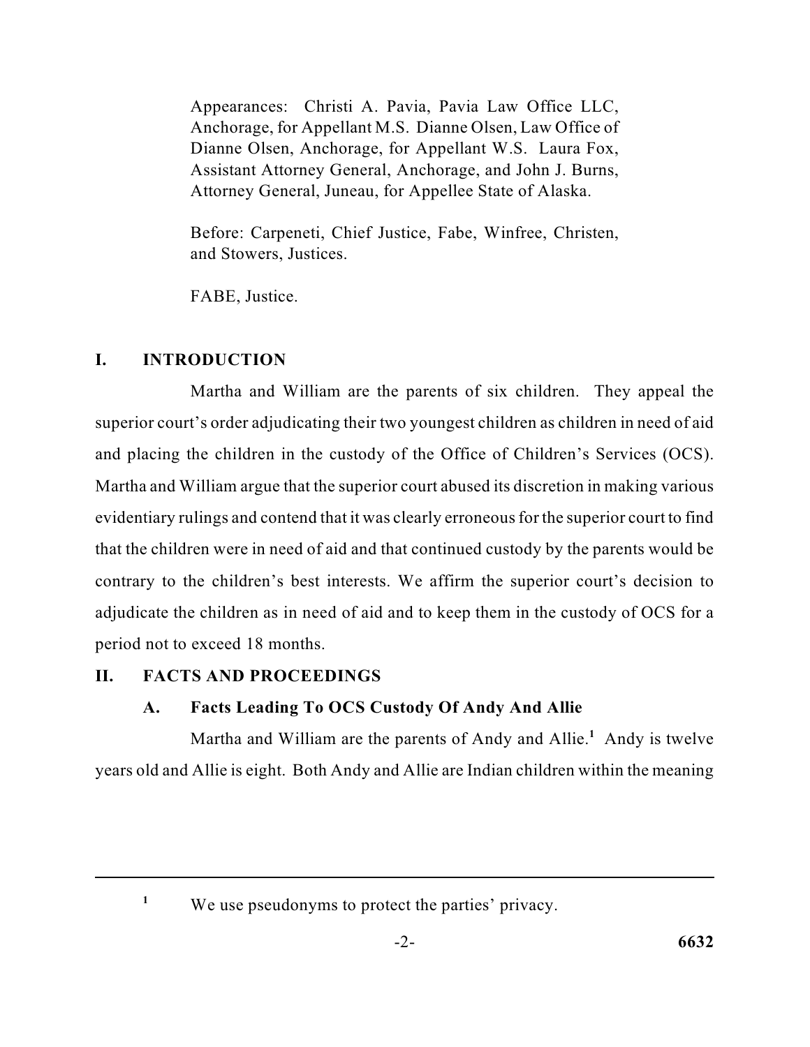Appearances: Christi A. Pavia, Pavia Law Office LLC, Anchorage, for Appellant M.S. Dianne Olsen, Law Office of Dianne Olsen, Anchorage, for Appellant W.S. Laura Fox, Assistant Attorney General, Anchorage, and John J. Burns, Attorney General, Juneau, for Appellee State of Alaska.

Before: Carpeneti, Chief Justice, Fabe, Winfree, Christen, and Stowers, Justices.

FABE, Justice.

## I. INTRODUCTION

Martha and William are the parents of six children. They appeal the superior court's order adjudicating their two youngest children as children in need of aid and placing the children in the custody of the Office of Children's Services (OCS). Martha and William argue that the superior court abused its discretion in making various evidentiary rulings and contend that it was clearly erroneous for the superior court to find that the children were in need of aid and that continued custody by the parents would be contrary to the children's best interests. We affirm the superior court's decision to adjudicate the children as in need of aid and to keep them in the custody of OCS for a period not to exceed 18 months.

## II. FACTS AND PROCEEDINGS

### A. Facts Leading To OCS Custody Of Andy And Allie

Martha and William are the parents of Andy and Allie.[1] Andy is twelve years old and Allie is eight. Both Andy and Allie are Indian children within the meaning

[1] We use pseudonyms to protect the parties' privacy.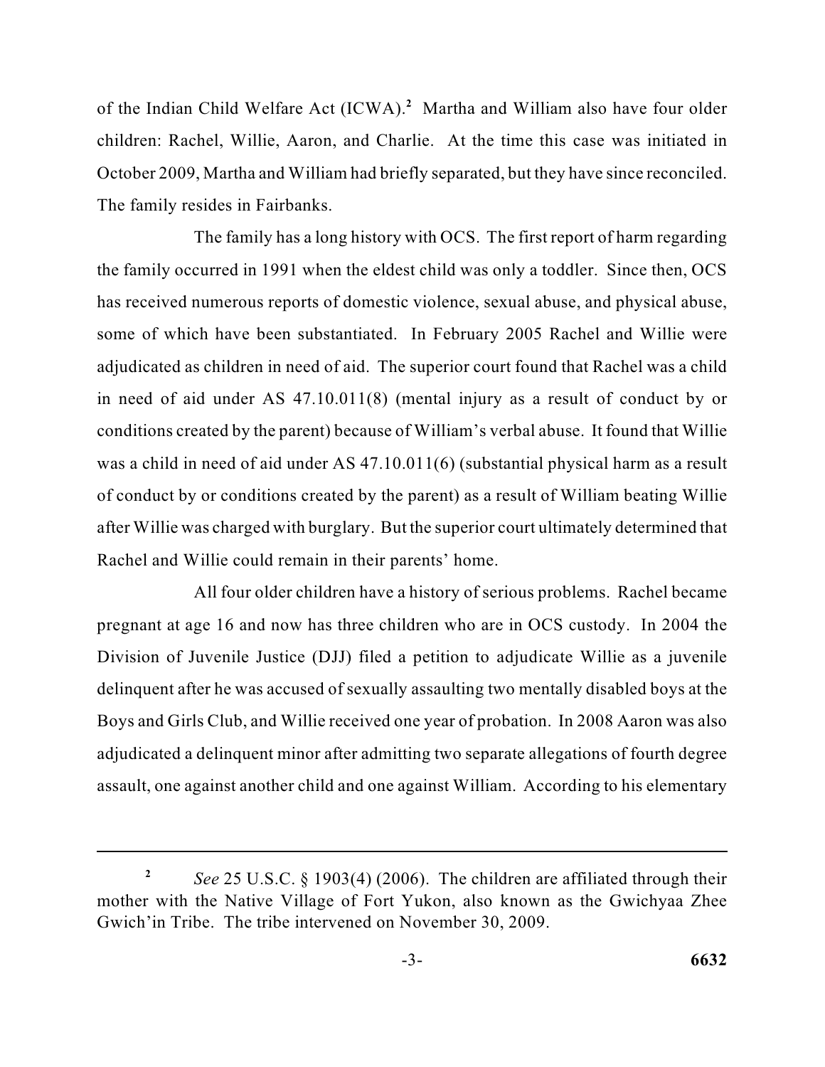of the Indian Child Welfare Act (ICWA).[2] Martha and William also have four older children: Rachel, Willie, Aaron, and Charlie. At the time this case was initiated in October 2009, Martha and William had briefly separated, but they have since reconciled. The family resides in Fairbanks.

The family has a long history with OCS. The first report of harm regarding the family occurred in 1991 when the eldest child was only a toddler. Since then, OCS has received numerous reports of domestic violence, sexual abuse, and physical abuse, some of which have been substantiated. In February 2005 Rachel and Willie were adjudicated as children in need of aid. The superior court found that Rachel was a child in need of aid under AS 47.10.011(8) (mental injury as a result of conduct by or conditions created by the parent) because of William's verbal abuse. It found that Willie was a child in need of aid under AS 47.10.011(6) (substantial physical harm as a result of conduct by or conditions created by the parent) as a result of William beating Willie after Willie was charged with burglary. But the superior court ultimately determined that Rachel and Willie could remain in their parents' home.

All four older children have a history of serious problems. Rachel became pregnant at age 16 and now has three children who are in OCS custody. In 2004 the Division of Juvenile Justice (DJJ) filed a petition to adjudicate Willie as a juvenile delinquent after he was accused of sexually assaulting two mentally disabled boys at the Boys and Girls Club, and Willie received one year of probation. In 2008 Aaron was also adjudicated a delinquent minor after admitting two separate allegations of fourth degree assault, one against another child and one against William. According to his elementary

---

[2] *See* 25 U.S.C. § 1903(4) (2006). The children are affiliated through their mother with the Native Village of Fort Yukon, also known as the Gwichyaa Zhee Gwich'in Tribe. The tribe intervened on November 30, 2009.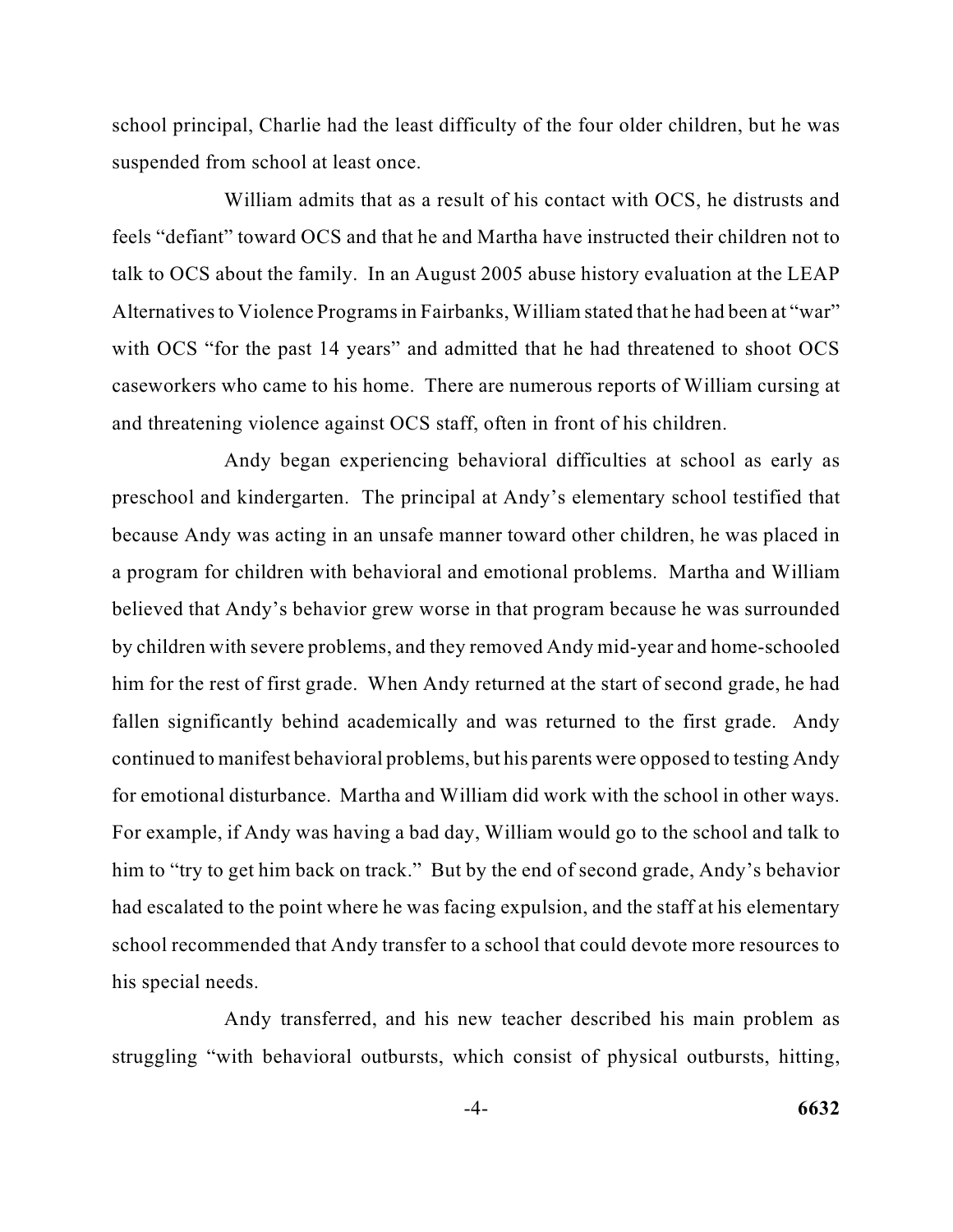school principal, Charlie had the least difficulty of the four older children, but he was suspended from school at least once.

William admits that as a result of his contact with OCS, he distrusts and feels "defiant" toward OCS and that he and Martha have instructed their children not to talk to OCS about the family. In an August 2005 abuse history evaluation at the LEAP Alternatives to Violence Programs in Fairbanks, William stated that he had been at "war" with OCS "for the past 14 years" and admitted that he had threatened to shoot OCS caseworkers who came to his home. There are numerous reports of William cursing at and threatening violence against OCS staff, often in front of his children.

Andy began experiencing behavioral difficulties at school as early as preschool and kindergarten. The principal at Andy's elementary school testified that because Andy was acting in an unsafe manner toward other children, he was placed in a program for children with behavioral and emotional problems. Martha and William believed that Andy's behavior grew worse in that program because he was surrounded by children with severe problems, and they removed Andy mid-year and home-schooled him for the rest of first grade. When Andy returned at the start of second grade, he had fallen significantly behind academically and was returned to the first grade. Andy continued to manifest behavioral problems, but his parents were opposed to testing Andy for emotional disturbance. Martha and William did work with the school in other ways. For example, if Andy was having a bad day, William would go to the school and talk to him to "try to get him back on track." But by the end of second grade, Andy's behavior had escalated to the point where he was facing expulsion, and the staff at his elementary school recommended that Andy transfer to a school that could devote more resources to his special needs.

Andy transferred, and his new teacher described his main problem as struggling "with behavioral outbursts, which consist of physical outbursts, hitting,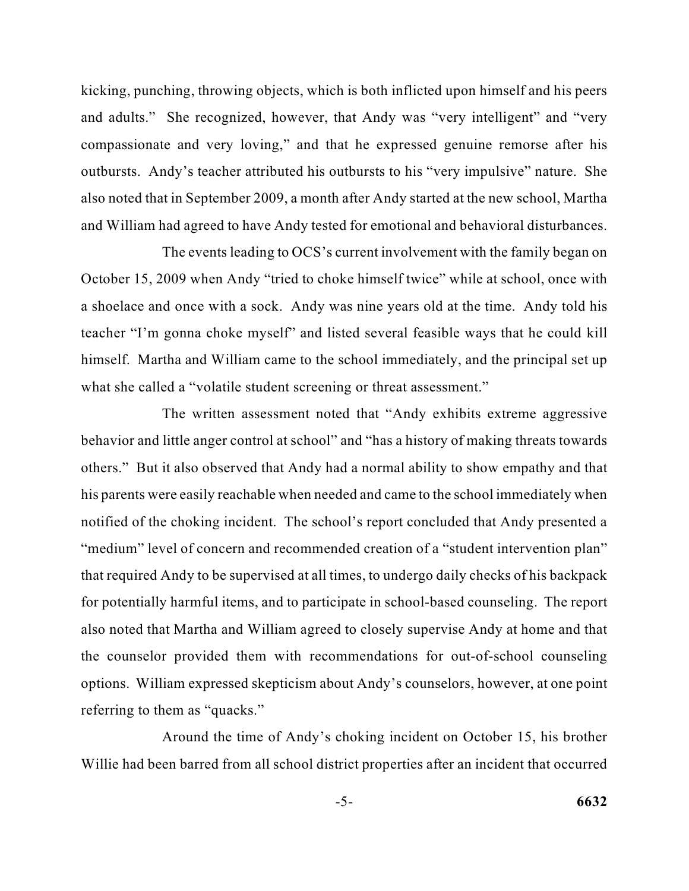kicking, punching, throwing objects, which is both inflicted upon himself and his peers and adults." She recognized, however, that Andy was "very intelligent" and "very compassionate and very loving," and that he expressed genuine remorse after his outbursts. Andy's teacher attributed his outbursts to his "very impulsive" nature. She also noted that in September 2009, a month after Andy started at the new school, Martha and William had agreed to have Andy tested for emotional and behavioral disturbances.

The events leading to OCS's current involvement with the family began on October 15, 2009 when Andy "tried to choke himself twice" while at school, once with a shoelace and once with a sock. Andy was nine years old at the time. Andy told his teacher "I'm gonna choke myself" and listed several feasible ways that he could kill himself. Martha and William came to the school immediately, and the principal set up what she called a "volatile student screening or threat assessment."

The written assessment noted that "Andy exhibits extreme aggressive behavior and little anger control at school" and "has a history of making threats towards others." But it also observed that Andy had a normal ability to show empathy and that his parents were easily reachable when needed and came to the school immediately when notified of the choking incident. The school's report concluded that Andy presented a "medium" level of concern and recommended creation of a "student intervention plan" that required Andy to be supervised at all times, to undergo daily checks of his backpack for potentially harmful items, and to participate in school-based counseling. The report also noted that Martha and William agreed to closely supervise Andy at home and that the counselor provided them with recommendations for out-of-school counseling options. William expressed skepticism about Andy's counselors, however, at one point referring to them as "quacks."

Around the time of Andy's choking incident on October 15, his brother Willie had been barred from all school district properties after an incident that occurred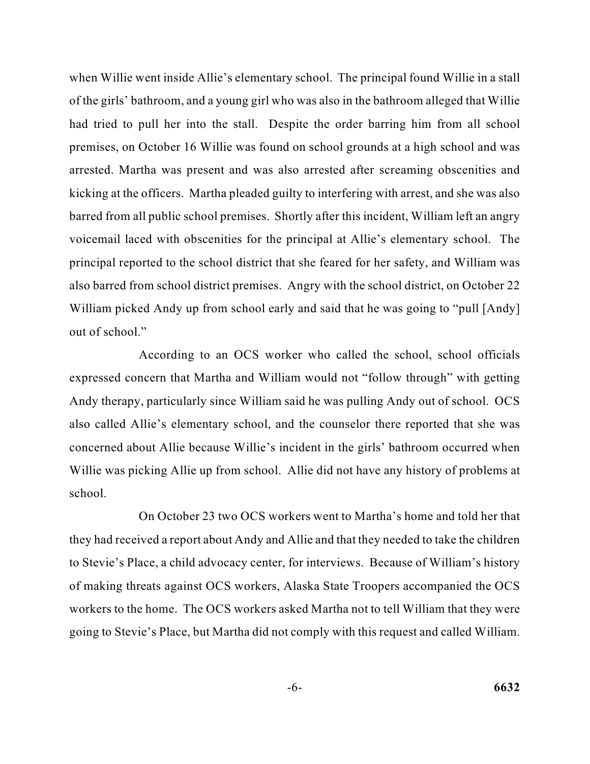when Willie went inside Allie's elementary school. The principal found Willie in a stall of the girls' bathroom, and a young girl who was also in the bathroom alleged that Willie had tried to pull her into the stall. Despite the order barring him from all school premises, on October 16 Willie was found on school grounds at a high school and was arrested. Martha was present and was also arrested after screaming obscenities and kicking at the officers. Martha pleaded guilty to interfering with arrest, and she was also barred from all public school premises. Shortly after this incident, William left an angry voicemail laced with obscenities for the principal at Allie's elementary school. The principal reported to the school district that she feared for her safety, and William was also barred from school district premises. Angry with the school district, on October 22 William picked Andy up from school early and said that he was going to "pull [Andy] out of school."

According to an OCS worker who called the school, school officials expressed concern that Martha and William would not "follow through" with getting Andy therapy, particularly since William said he was pulling Andy out of school. OCS also called Allie's elementary school, and the counselor there reported that she was concerned about Allie because Willie's incident in the girls' bathroom occurred when Willie was picking Allie up from school. Allie did not have any history of problems at school.

On October 23 two OCS workers went to Martha's home and told her that they had received a report about Andy and Allie and that they needed to take the children to Stevie's Place, a child advocacy center, for interviews. Because of William's history of making threats against OCS workers, Alaska State Troopers accompanied the OCS workers to the home. The OCS workers asked Martha not to tell William that they were going to Stevie's Place, but Martha did not comply with this request and called William.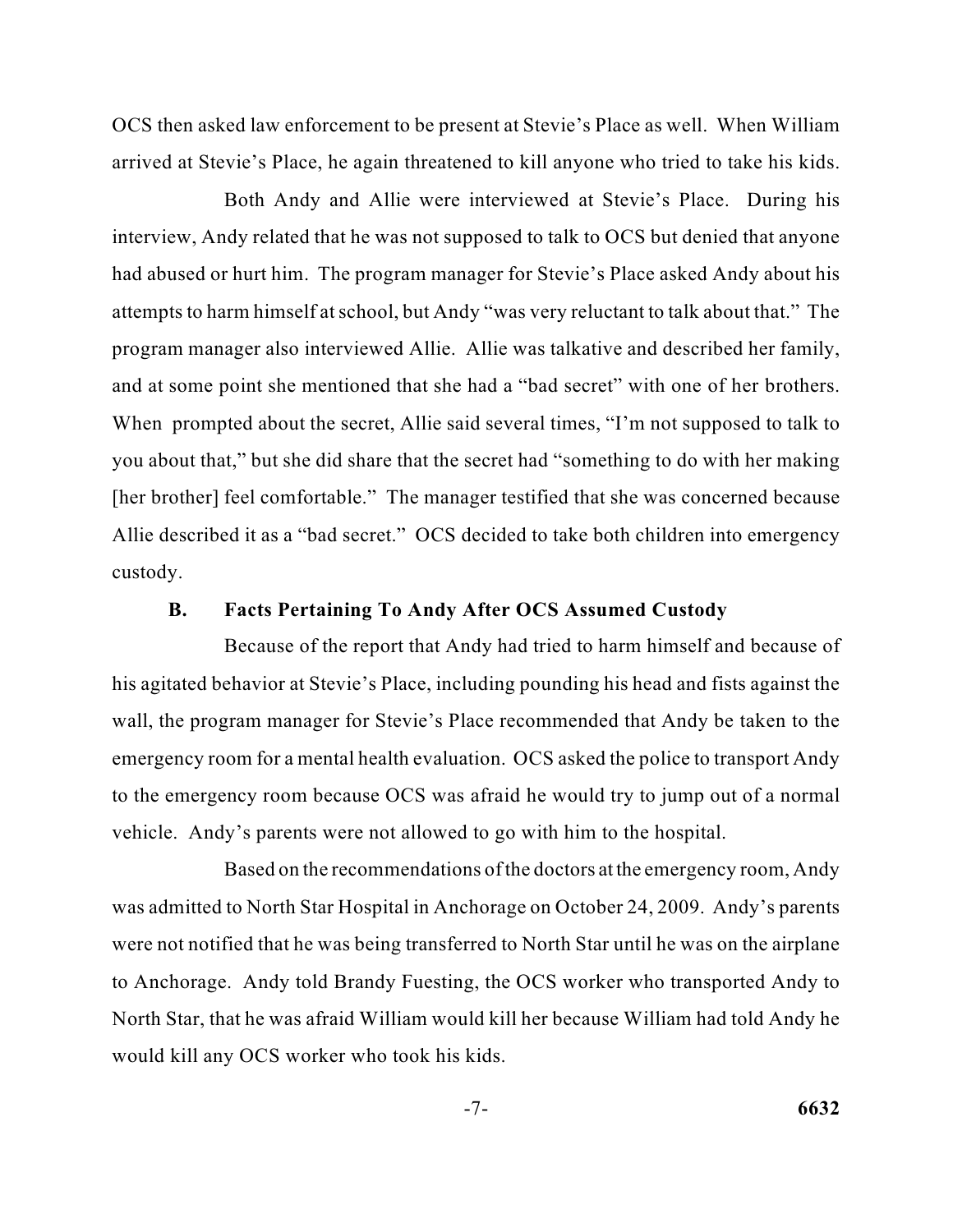OCS then asked law enforcement to be present at Stevie's Place as well. When William arrived at Stevie's Place, he again threatened to kill anyone who tried to take his kids.

Both Andy and Allie were interviewed at Stevie's Place. During his interview, Andy related that he was not supposed to talk to OCS but denied that anyone had abused or hurt him. The program manager for Stevie's Place asked Andy about his attempts to harm himself at school, but Andy "was very reluctant to talk about that." The program manager also interviewed Allie. Allie was talkative and described her family, and at some point she mentioned that she had a "bad secret" with one of her brothers. When prompted about the secret, Allie said several times, "I'm not supposed to talk to you about that," but she did share that the secret had "something to do with her making [her brother] feel comfortable." The manager testified that she was concerned because Allie described it as a "bad secret." OCS decided to take both children into emergency custody.

### B. Facts Pertaining To Andy After OCS Assumed Custody

Because of the report that Andy had tried to harm himself and because of his agitated behavior at Stevie's Place, including pounding his head and fists against the wall, the program manager for Stevie's Place recommended that Andy be taken to the emergency room for a mental health evaluation. OCS asked the police to transport Andy to the emergency room because OCS was afraid he would try to jump out of a normal vehicle. Andy's parents were not allowed to go with him to the hospital.

Based on the recommendations of the doctors at the emergency room, Andy was admitted to North Star Hospital in Anchorage on October 24, 2009. Andy's parents were not notified that he was being transferred to North Star until he was on the airplane to Anchorage. Andy told Brandy Fuesting, the OCS worker who transported Andy to North Star, that he was afraid William would kill her because William had told Andy he would kill any OCS worker who took his kids.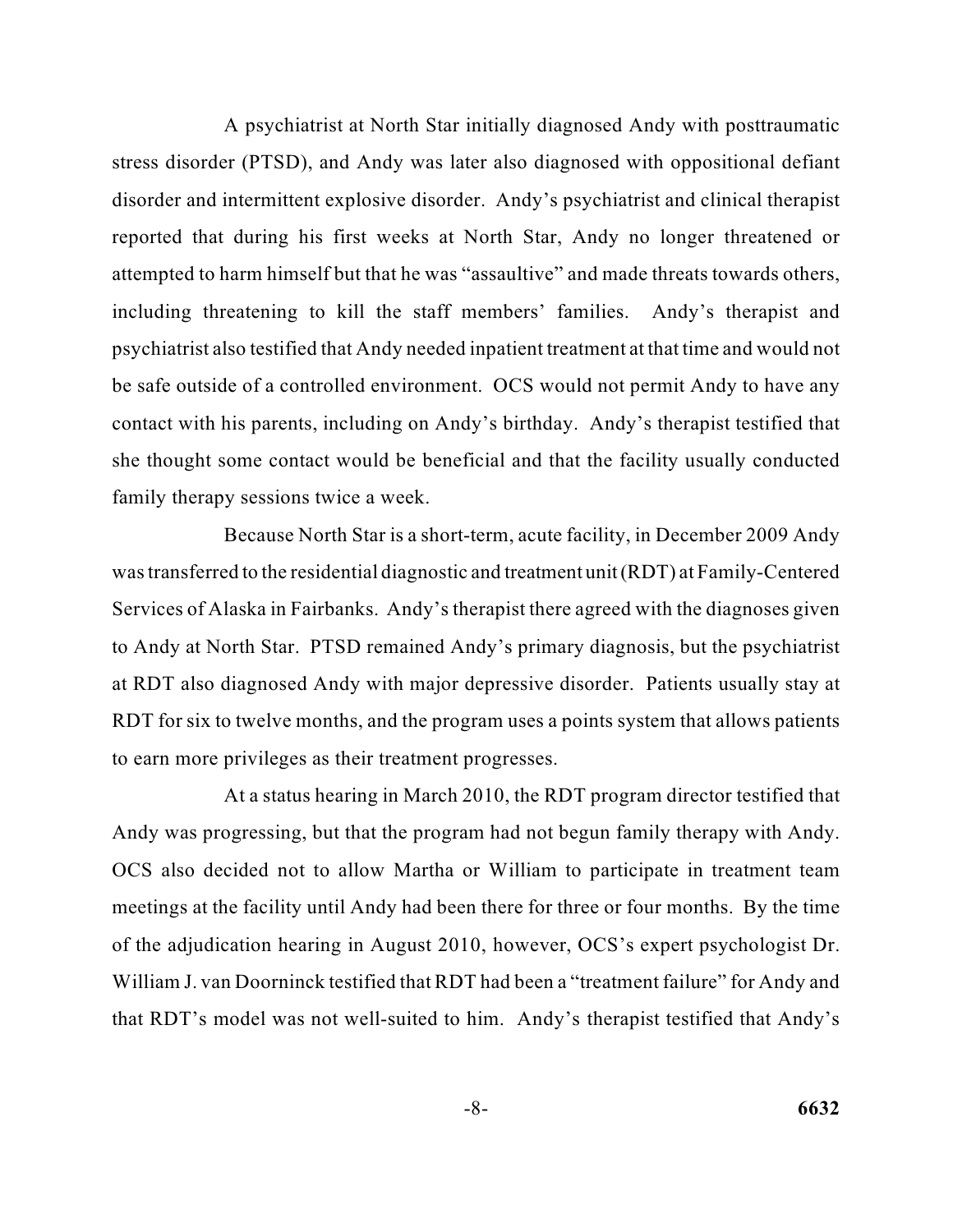A psychiatrist at North Star initially diagnosed Andy with posttraumatic stress disorder (PTSD), and Andy was later also diagnosed with oppositional defiant disorder and intermittent explosive disorder. Andy's psychiatrist and clinical therapist reported that during his first weeks at North Star, Andy no longer threatened or attempted to harm himself but that he was "assaultive" and made threats towards others, including threatening to kill the staff members' families. Andy's therapist and psychiatrist also testified that Andy needed inpatient treatment at that time and would not be safe outside of a controlled environment. OCS would not permit Andy to have any contact with his parents, including on Andy's birthday. Andy's therapist testified that she thought some contact would be beneficial and that the facility usually conducted family therapy sessions twice a week.

Because North Star is a short-term, acute facility, in December 2009 Andy was transferred to the residential diagnostic and treatment unit (RDT) at Family-Centered Services of Alaska in Fairbanks. Andy's therapist there agreed with the diagnoses given to Andy at North Star. PTSD remained Andy's primary diagnosis, but the psychiatrist at RDT also diagnosed Andy with major depressive disorder. Patients usually stay at RDT for six to twelve months, and the program uses a points system that allows patients to earn more privileges as their treatment progresses.

At a status hearing in March 2010, the RDT program director testified that Andy was progressing, but that the program had not begun family therapy with Andy. OCS also decided not to allow Martha or William to participate in treatment team meetings at the facility until Andy had been there for three or four months. By the time of the adjudication hearing in August 2010, however, OCS's expert psychologist Dr. William J. van Doorninck testified that RDT had been a "treatment failure" for Andy and that RDT's model was not well-suited to him. Andy's therapist testified that Andy's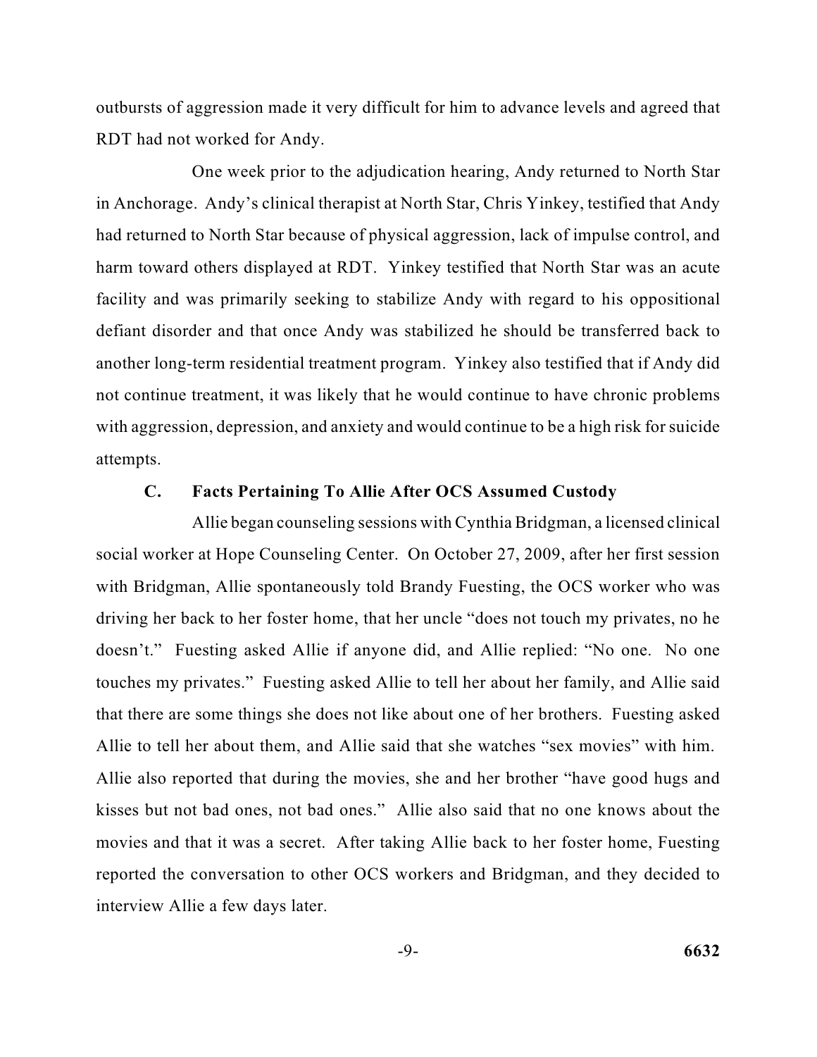outbursts of aggression made it very difficult for him to advance levels and agreed that RDT had not worked for Andy.

One week prior to the adjudication hearing, Andy returned to North Star in Anchorage. Andy's clinical therapist at North Star, Chris Yinkey, testified that Andy had returned to North Star because of physical aggression, lack of impulse control, and harm toward others displayed at RDT. Yinkey testified that North Star was an acute facility and was primarily seeking to stabilize Andy with regard to his oppositional defiant disorder and that once Andy was stabilized he should be transferred back to another long-term residential treatment program. Yinkey also testified that if Andy did not continue treatment, it was likely that he would continue to have chronic problems with aggression, depression, and anxiety and would continue to be a high risk for suicide attempts.

### C. Facts Pertaining To Allie After OCS Assumed Custody

Allie began counseling sessions with Cynthia Bridgman, a licensed clinical social worker at Hope Counseling Center. On October 27, 2009, after her first session with Bridgman, Allie spontaneously told Brandy Fuesting, the OCS worker who was driving her back to her foster home, that her uncle "does not touch my privates, no he doesn't." Fuesting asked Allie if anyone did, and Allie replied: "No one. No one touches my privates." Fuesting asked Allie to tell her about her family, and Allie said that there are some things she does not like about one of her brothers. Fuesting asked Allie to tell her about them, and Allie said that she watches "sex movies" with him. Allie also reported that during the movies, she and her brother "have good hugs and kisses but not bad ones, not bad ones." Allie also said that no one knows about the movies and that it was a secret. After taking Allie back to her foster home, Fuesting reported the conversation to other OCS workers and Bridgman, and they decided to interview Allie a few days later.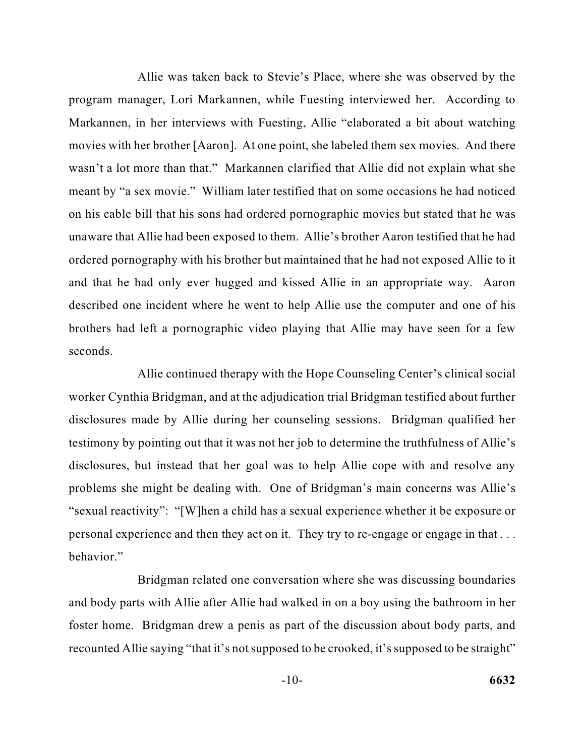Allie was taken back to Stevie's Place, where she was observed by the program manager, Lori Markannen, while Fuesting interviewed her. According to Markannen, in her interviews with Fuesting, Allie "elaborated a bit about watching movies with her brother [Aaron]. At one point, she labeled them sex movies. And there wasn't a lot more than that." Markannen clarified that Allie did not explain what she meant by "a sex movie." William later testified that on some occasions he had noticed on his cable bill that his sons had ordered pornographic movies but stated that he was unaware that Allie had been exposed to them. Allie's brother Aaron testified that he had ordered pornography with his brother but maintained that he had not exposed Allie to it and that he had only ever hugged and kissed Allie in an appropriate way. Aaron described one incident where he went to help Allie use the computer and one of his brothers had left a pornographic video playing that Allie may have seen for a few seconds.

Allie continued therapy with the Hope Counseling Center's clinical social worker Cynthia Bridgman, and at the adjudication trial Bridgman testified about further disclosures made by Allie during her counseling sessions. Bridgman qualified her testimony by pointing out that it was not her job to determine the truthfulness of Allie's disclosures, but instead that her goal was to help Allie cope with and resolve any problems she might be dealing with. One of Bridgman's main concerns was Allie's "sexual reactivity": "[W]hen a child has a sexual experience whether it be exposure or personal experience and then they act on it. They try to re-engage or engage in that . . . behavior."

Bridgman related one conversation where she was discussing boundaries and body parts with Allie after Allie had walked in on a boy using the bathroom in her foster home. Bridgman drew a penis as part of the discussion about body parts, and recounted Allie saying "that it's not supposed to be crooked, it's supposed to be straight"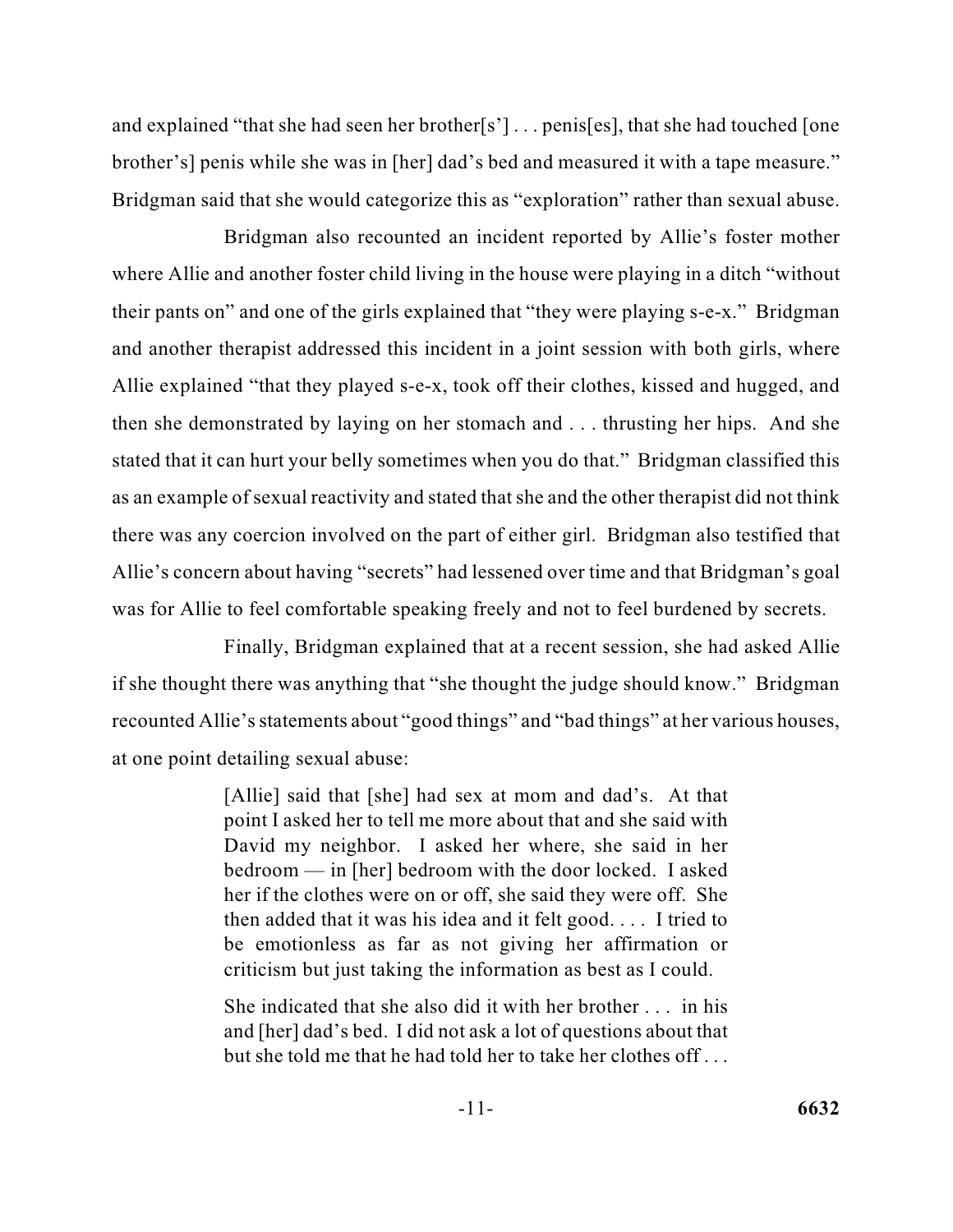and explained "that she had seen her brother[s'] . . . penis[es], that she had touched [one brother's] penis while she was in [her] dad's bed and measured it with a tape measure." Bridgman said that she would categorize this as "exploration" rather than sexual abuse.

Bridgman also recounted an incident reported by Allie's foster mother where Allie and another foster child living in the house were playing in a ditch "without their pants on" and one of the girls explained that "they were playing s-e-x." Bridgman and another therapist addressed this incident in a joint session with both girls, where Allie explained "that they played s-e-x, took off their clothes, kissed and hugged, and then she demonstrated by laying on her stomach and . . . thrusting her hips. And she stated that it can hurt your belly sometimes when you do that." Bridgman classified this as an example of sexual reactivity and stated that she and the other therapist did not think there was any coercion involved on the part of either girl. Bridgman also testified that Allie's concern about having "secrets" had lessened over time and that Bridgman's goal was for Allie to feel comfortable speaking freely and not to feel burdened by secrets.

Finally, Bridgman explained that at a recent session, she had asked Allie if she thought there was anything that "she thought the judge should know." Bridgman recounted Allie's statements about "good things" and "bad things" at her various houses, at one point detailing sexual abuse:

> [Allie] said that [she] had sex at mom and dad's. At that point I asked her to tell me more about that and she said with David my neighbor. I asked her where, she said in her bedroom — in [her] bedroom with the door locked. I asked her if the clothes were on or off, she said they were off. She then added that it was his idea and it felt good. . . . I tried to be emotionless as far as not giving her affirmation or criticism but just taking the information as best as I could.
>
> She indicated that she also did it with her brother . . . in his and [her] dad's bed. I did not ask a lot of questions about that but she told me that he had told her to take her clothes off . . .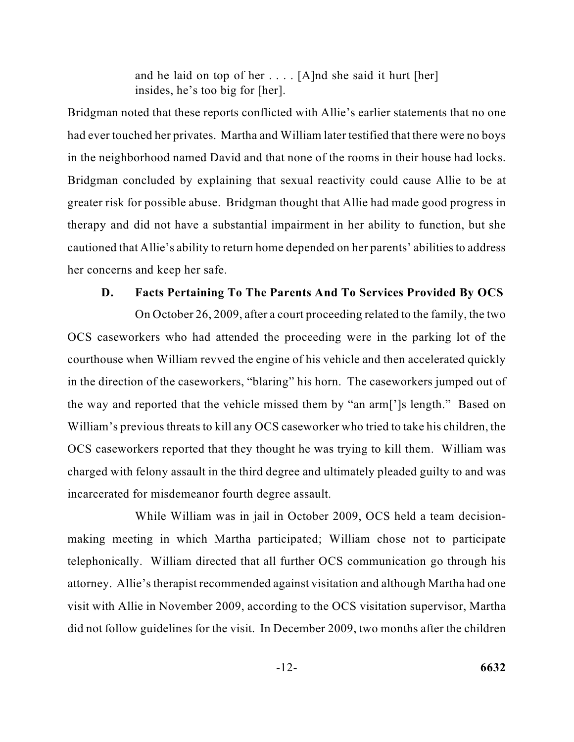> and he laid on top of her . . . . [A]nd she said it hurt [her] insides, he's too big for [her].

Bridgman noted that these reports conflicted with Allie's earlier statements that no one had ever touched her privates. Martha and William later testified that there were no boys in the neighborhood named David and that none of the rooms in their house had locks. Bridgman concluded by explaining that sexual reactivity could cause Allie to be at greater risk for possible abuse. Bridgman thought that Allie had made good progress in therapy and did not have a substantial impairment in her ability to function, but she cautioned that Allie's ability to return home depended on her parents' abilities to address her concerns and keep her safe.

### D. Facts Pertaining To The Parents And To Services Provided By OCS

On October 26, 2009, after a court proceeding related to the family, the two OCS caseworkers who had attended the proceeding were in the parking lot of the courthouse when William revved the engine of his vehicle and then accelerated quickly in the direction of the caseworkers, "blaring" his horn. The caseworkers jumped out of the way and reported that the vehicle missed them by "an arm[']s length." Based on William's previous threats to kill any OCS caseworker who tried to take his children, the OCS caseworkers reported that they thought he was trying to kill them. William was charged with felony assault in the third degree and ultimately pleaded guilty to and was incarcerated for misdemeanor fourth degree assault.

While William was in jail in October 2009, OCS held a team decision-making meeting in which Martha participated; William chose not to participate telephonically. William directed that all further OCS communication go through his attorney. Allie's therapist recommended against visitation and although Martha had one visit with Allie in November 2009, according to the OCS visitation supervisor, Martha did not follow guidelines for the visit. In December 2009, two months after the children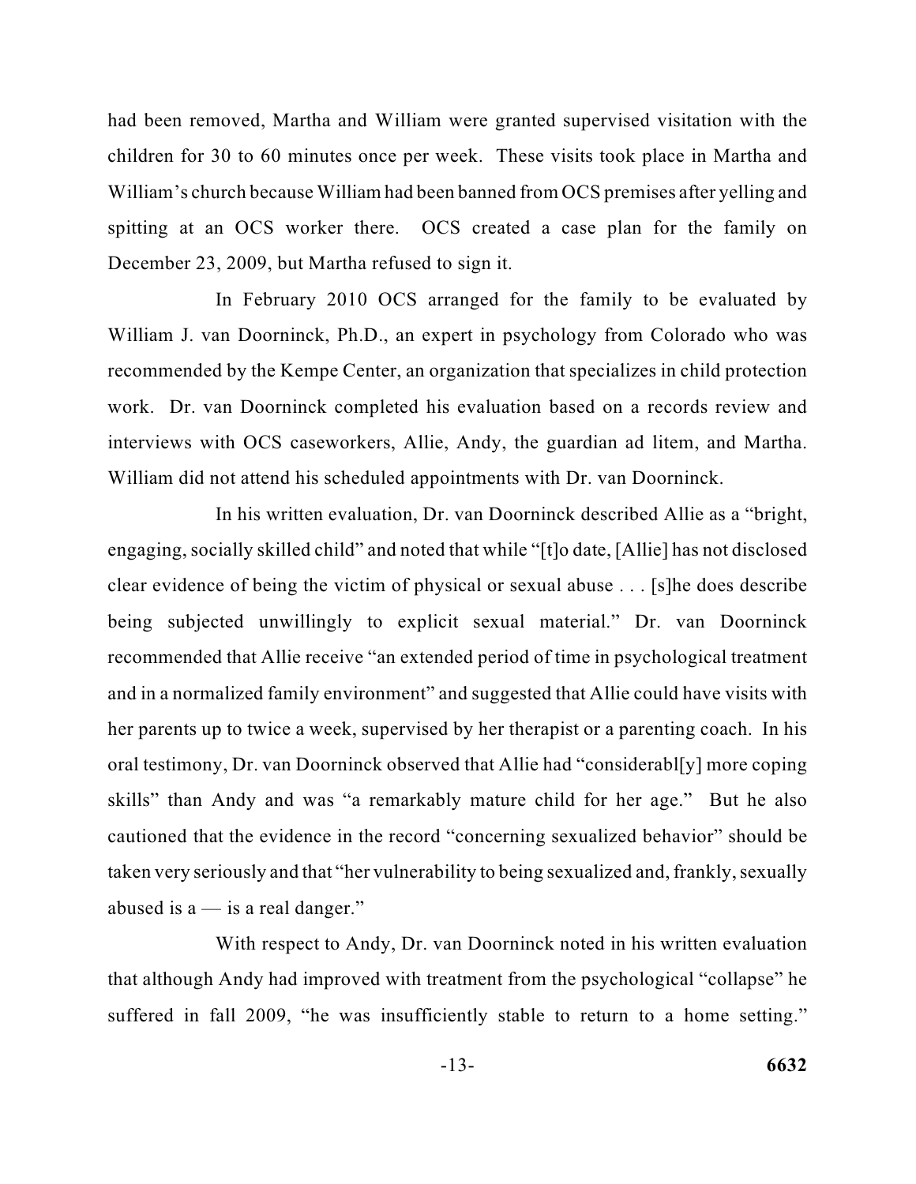had been removed, Martha and William were granted supervised visitation with the children for 30 to 60 minutes once per week. These visits took place in Martha and William's church because William had been banned from OCS premises after yelling and spitting at an OCS worker there. OCS created a case plan for the family on December 23, 2009, but Martha refused to sign it.

In February 2010 OCS arranged for the family to be evaluated by William J. van Doorninck, Ph.D., an expert in psychology from Colorado who was recommended by the Kempe Center, an organization that specializes in child protection work. Dr. van Doorninck completed his evaluation based on a records review and interviews with OCS caseworkers, Allie, Andy, the guardian ad litem, and Martha. William did not attend his scheduled appointments with Dr. van Doorninck.

In his written evaluation, Dr. van Doorninck described Allie as a "bright, engaging, socially skilled child" and noted that while "[t]o date, [Allie] has not disclosed clear evidence of being the victim of physical or sexual abuse . . . [s]he does describe being subjected unwillingly to explicit sexual material." Dr. van Doorninck recommended that Allie receive "an extended period of time in psychological treatment and in a normalized family environment" and suggested that Allie could have visits with her parents up to twice a week, supervised by her therapist or a parenting coach. In his oral testimony, Dr. van Doorninck observed that Allie had "considerabl[y] more coping skills" than Andy and was "a remarkably mature child for her age." But he also cautioned that the evidence in the record "concerning sexualized behavior" should be taken very seriously and that "her vulnerability to being sexualized and, frankly, sexually abused is a — is a real danger."

With respect to Andy, Dr. van Doorninck noted in his written evaluation that although Andy had improved with treatment from the psychological "collapse" he suffered in fall 2009, "he was insufficiently stable to return to a home setting."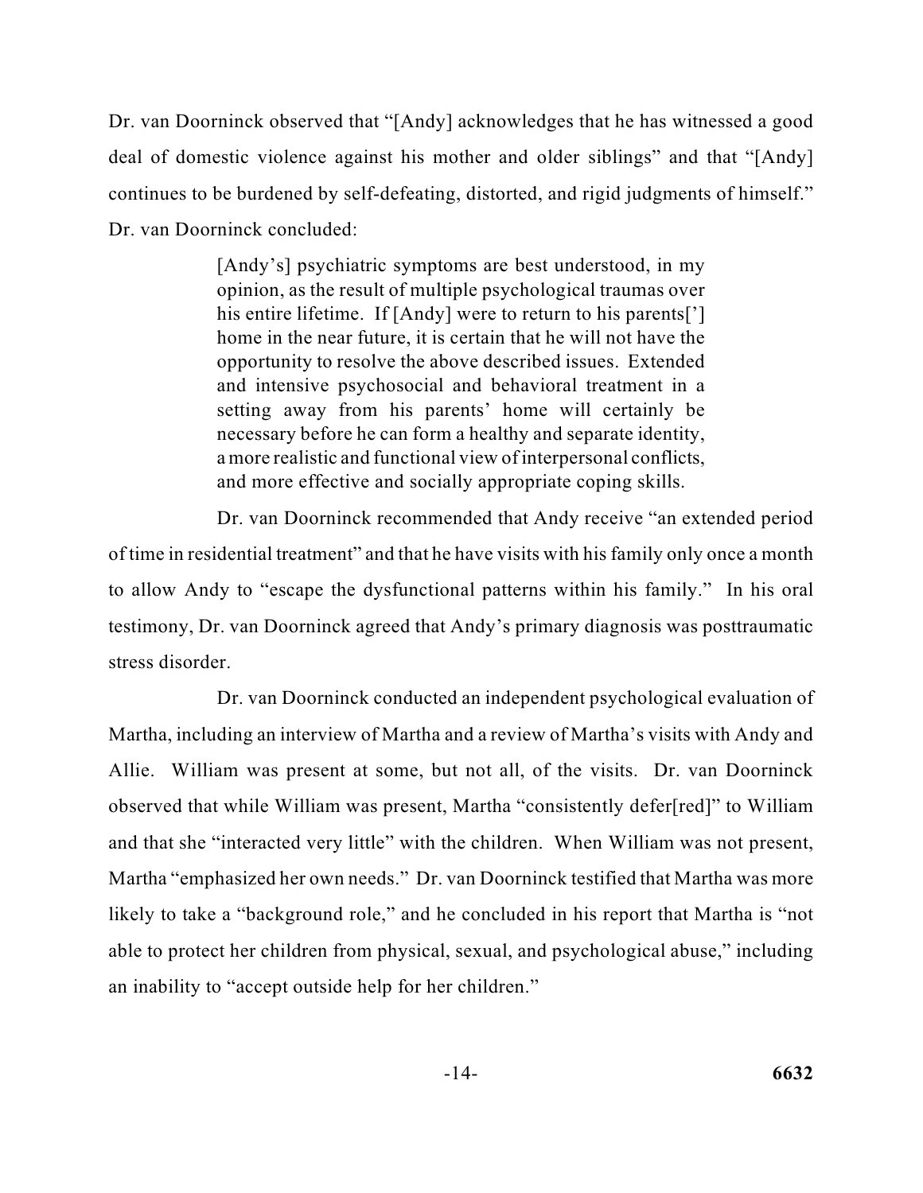Dr. van Doorninck observed that "[Andy] acknowledges that he has witnessed a good deal of domestic violence against his mother and older siblings" and that "[Andy] continues to be burdened by self-defeating, distorted, and rigid judgments of himself." Dr. van Doorninck concluded:

> [Andy's] psychiatric symptoms are best understood, in my opinion, as the result of multiple psychological traumas over his entire lifetime. If [Andy] were to return to his parents['] home in the near future, it is certain that he will not have the opportunity to resolve the above described issues. Extended and intensive psychosocial and behavioral treatment in a setting away from his parents' home will certainly be necessary before he can form a healthy and separate identity, a more realistic and functional view of interpersonal conflicts, and more effective and socially appropriate coping skills.

Dr. van Doorninck recommended that Andy receive "an extended period of time in residential treatment" and that he have visits with his family only once a month to allow Andy to "escape the dysfunctional patterns within his family." In his oral testimony, Dr. van Doorninck agreed that Andy's primary diagnosis was posttraumatic stress disorder.

Dr. van Doorninck conducted an independent psychological evaluation of Martha, including an interview of Martha and a review of Martha's visits with Andy and Allie. William was present at some, but not all, of the visits. Dr. van Doorninck observed that while William was present, Martha "consistently defer[red]" to William and that she "interacted very little" with the children. When William was not present, Martha "emphasized her own needs." Dr. van Doorninck testified that Martha was more likely to take a "background role," and he concluded in his report that Martha is "not able to protect her children from physical, sexual, and psychological abuse," including an inability to "accept outside help for her children."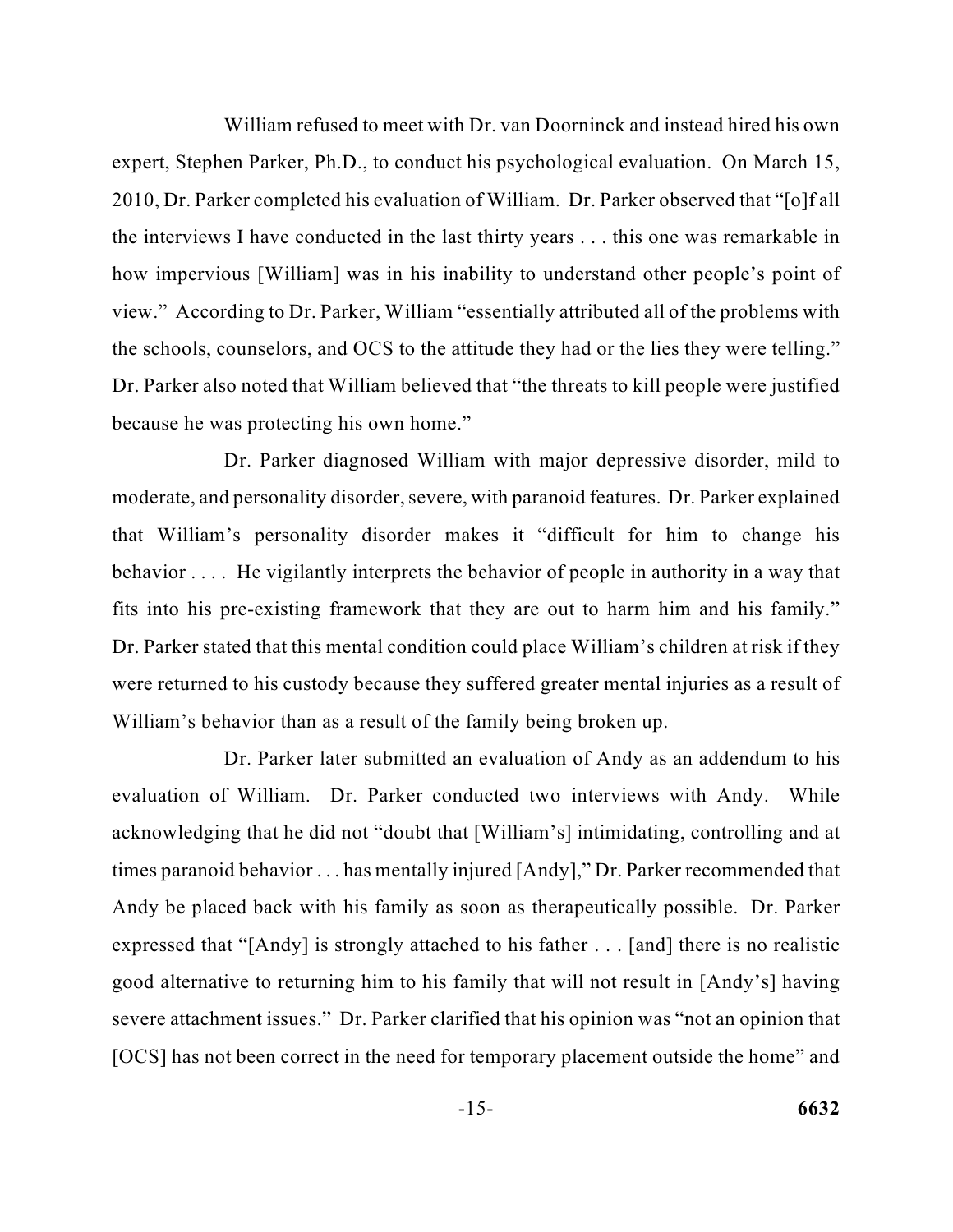William refused to meet with Dr. van Doorninck and instead hired his own expert, Stephen Parker, Ph.D., to conduct his psychological evaluation. On March 15, 2010, Dr. Parker completed his evaluation of William. Dr. Parker observed that "[o]f all the interviews I have conducted in the last thirty years . . . this one was remarkable in how impervious [William] was in his inability to understand other people's point of view." According to Dr. Parker, William "essentially attributed all of the problems with the schools, counselors, and OCS to the attitude they had or the lies they were telling." Dr. Parker also noted that William believed that "the threats to kill people were justified because he was protecting his own home."

Dr. Parker diagnosed William with major depressive disorder, mild to moderate, and personality disorder, severe, with paranoid features. Dr. Parker explained that William's personality disorder makes it "difficult for him to change his behavior . . . . He vigilantly interprets the behavior of people in authority in a way that fits into his pre-existing framework that they are out to harm him and his family." Dr. Parker stated that this mental condition could place William's children at risk if they were returned to his custody because they suffered greater mental injuries as a result of William's behavior than as a result of the family being broken up.

Dr. Parker later submitted an evaluation of Andy as an addendum to his evaluation of William. Dr. Parker conducted two interviews with Andy. While acknowledging that he did not "doubt that [William's] intimidating, controlling and at times paranoid behavior . . . has mentally injured [Andy]," Dr. Parker recommended that Andy be placed back with his family as soon as therapeutically possible. Dr. Parker expressed that "[Andy] is strongly attached to his father . . . [and] there is no realistic good alternative to returning him to his family that will not result in [Andy's] having severe attachment issues." Dr. Parker clarified that his opinion was "not an opinion that [OCS] has not been correct in the need for temporary placement outside the home" and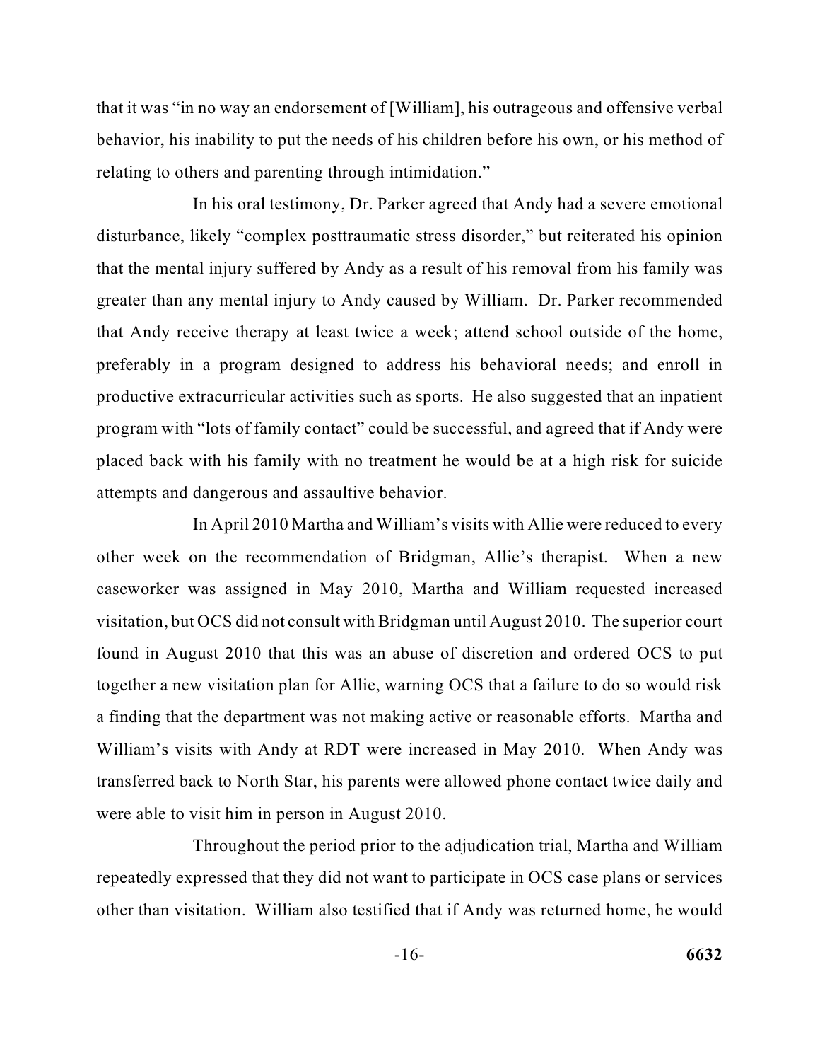that it was "in no way an endorsement of [William], his outrageous and offensive verbal behavior, his inability to put the needs of his children before his own, or his method of relating to others and parenting through intimidation."

In his oral testimony, Dr. Parker agreed that Andy had a severe emotional disturbance, likely "complex posttraumatic stress disorder," but reiterated his opinion that the mental injury suffered by Andy as a result of his removal from his family was greater than any mental injury to Andy caused by William. Dr. Parker recommended that Andy receive therapy at least twice a week; attend school outside of the home, preferably in a program designed to address his behavioral needs; and enroll in productive extracurricular activities such as sports. He also suggested that an inpatient program with "lots of family contact" could be successful, and agreed that if Andy were placed back with his family with no treatment he would be at a high risk for suicide attempts and dangerous and assaultive behavior.

In April 2010 Martha and William's visits with Allie were reduced to every other week on the recommendation of Bridgman, Allie's therapist. When a new caseworker was assigned in May 2010, Martha and William requested increased visitation, but OCS did not consult with Bridgman until August 2010. The superior court found in August 2010 that this was an abuse of discretion and ordered OCS to put together a new visitation plan for Allie, warning OCS that a failure to do so would risk a finding that the department was not making active or reasonable efforts. Martha and William's visits with Andy at RDT were increased in May 2010. When Andy was transferred back to North Star, his parents were allowed phone contact twice daily and were able to visit him in person in August 2010.

Throughout the period prior to the adjudication trial, Martha and William repeatedly expressed that they did not want to participate in OCS case plans or services other than visitation. William also testified that if Andy was returned home, he would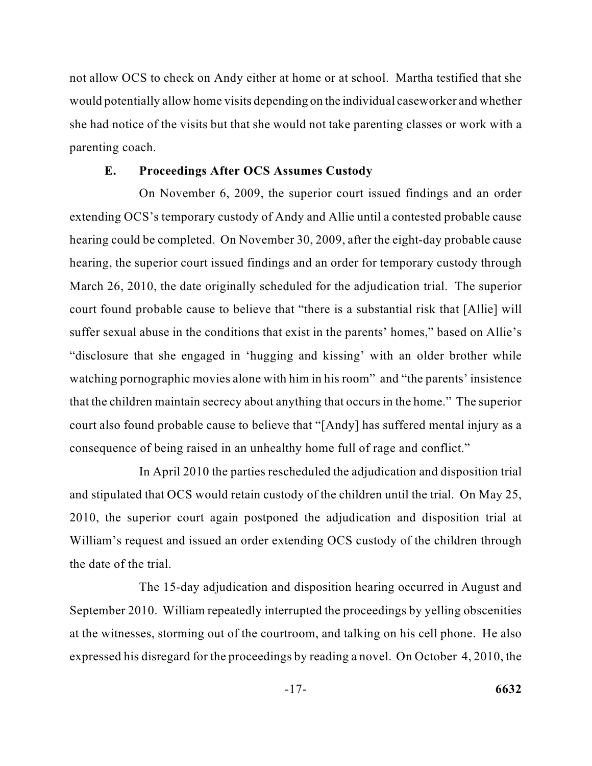not allow OCS to check on Andy either at home or at school. Martha testified that she would potentially allow home visits depending on the individual caseworker and whether she had notice of the visits but that she would not take parenting classes or work with a parenting coach.

### E. Proceedings After OCS Assumes Custody

On November 6, 2009, the superior court issued findings and an order extending OCS's temporary custody of Andy and Allie until a contested probable cause hearing could be completed. On November 30, 2009, after the eight-day probable cause hearing, the superior court issued findings and an order for temporary custody through March 26, 2010, the date originally scheduled for the adjudication trial. The superior court found probable cause to believe that "there is a substantial risk that [Allie] will suffer sexual abuse in the conditions that exist in the parents' homes," based on Allie's "disclosure that she engaged in 'hugging and kissing' with an older brother while watching pornographic movies alone with him in his room" and "the parents' insistence that the children maintain secrecy about anything that occurs in the home." The superior court also found probable cause to believe that "[Andy] has suffered mental injury as a consequence of being raised in an unhealthy home full of rage and conflict."

In April 2010 the parties rescheduled the adjudication and disposition trial and stipulated that OCS would retain custody of the children until the trial. On May 25, 2010, the superior court again postponed the adjudication and disposition trial at William's request and issued an order extending OCS custody of the children through the date of the trial.

The 15-day adjudication and disposition hearing occurred in August and September 2010. William repeatedly interrupted the proceedings by yelling obscenities at the witnesses, storming out of the courtroom, and talking on his cell phone. He also expressed his disregard for the proceedings by reading a novel. On October 4, 2010, the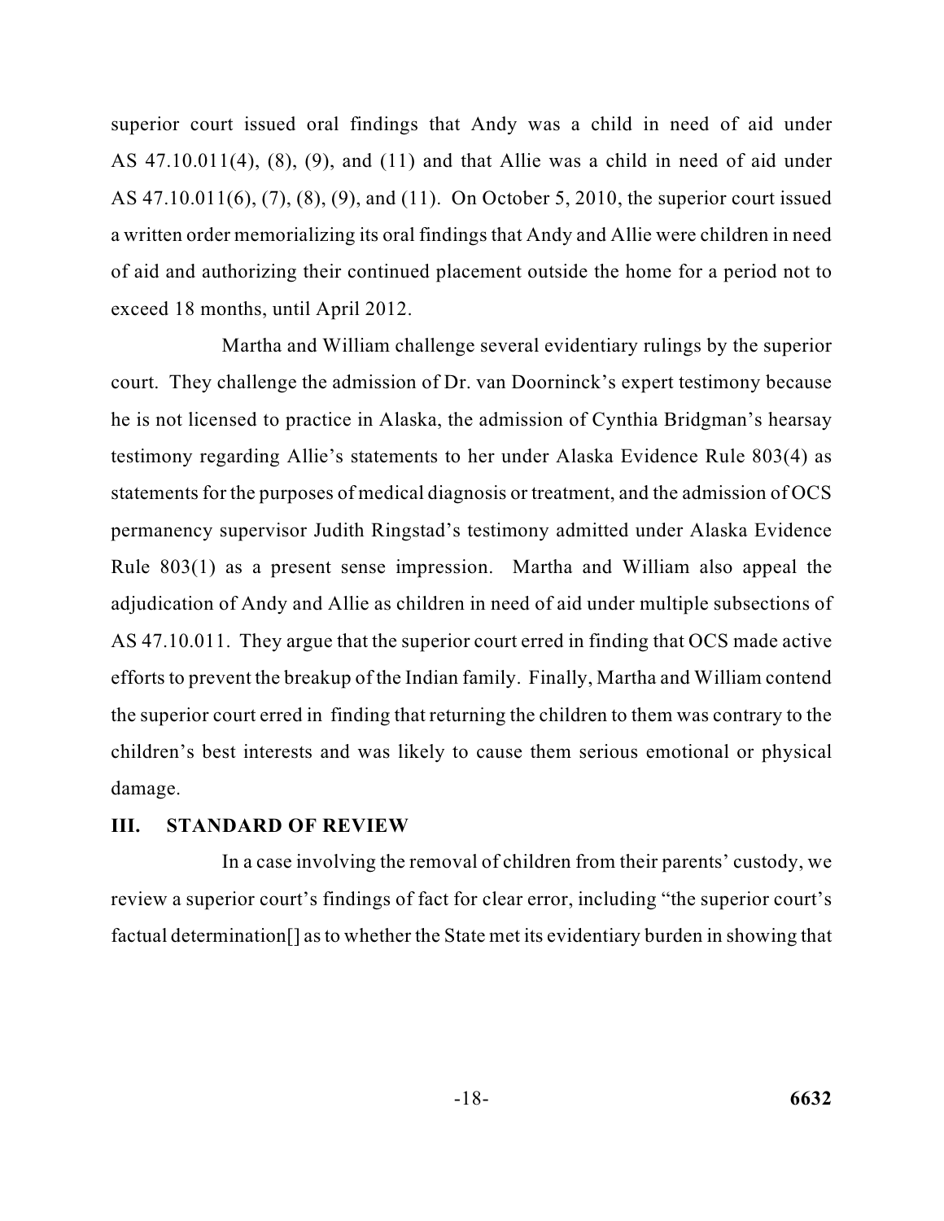superior court issued oral findings that Andy was a child in need of aid under AS 47.10.011(4), (8), (9), and (11) and that Allie was a child in need of aid under AS 47.10.011(6), (7), (8), (9), and (11). On October 5, 2010, the superior court issued a written order memorializing its oral findings that Andy and Allie were children in need of aid and authorizing their continued placement outside the home for a period not to exceed 18 months, until April 2012.

Martha and William challenge several evidentiary rulings by the superior court. They challenge the admission of Dr. van Doorninck's expert testimony because he is not licensed to practice in Alaska, the admission of Cynthia Bridgman's hearsay testimony regarding Allie's statements to her under Alaska Evidence Rule 803(4) as statements for the purposes of medical diagnosis or treatment, and the admission of OCS permanency supervisor Judith Ringstad's testimony admitted under Alaska Evidence Rule 803(1) as a present sense impression. Martha and William also appeal the adjudication of Andy and Allie as children in need of aid under multiple subsections of AS 47.10.011. They argue that the superior court erred in finding that OCS made active efforts to prevent the breakup of the Indian family. Finally, Martha and William contend the superior court erred in finding that returning the children to them was contrary to the children's best interests and was likely to cause them serious emotional or physical damage.

## III. STANDARD OF REVIEW

In a case involving the removal of children from their parents' custody, we review a superior court's findings of fact for clear error, including "the superior court's factual determination[] as to whether the State met its evidentiary burden in showing that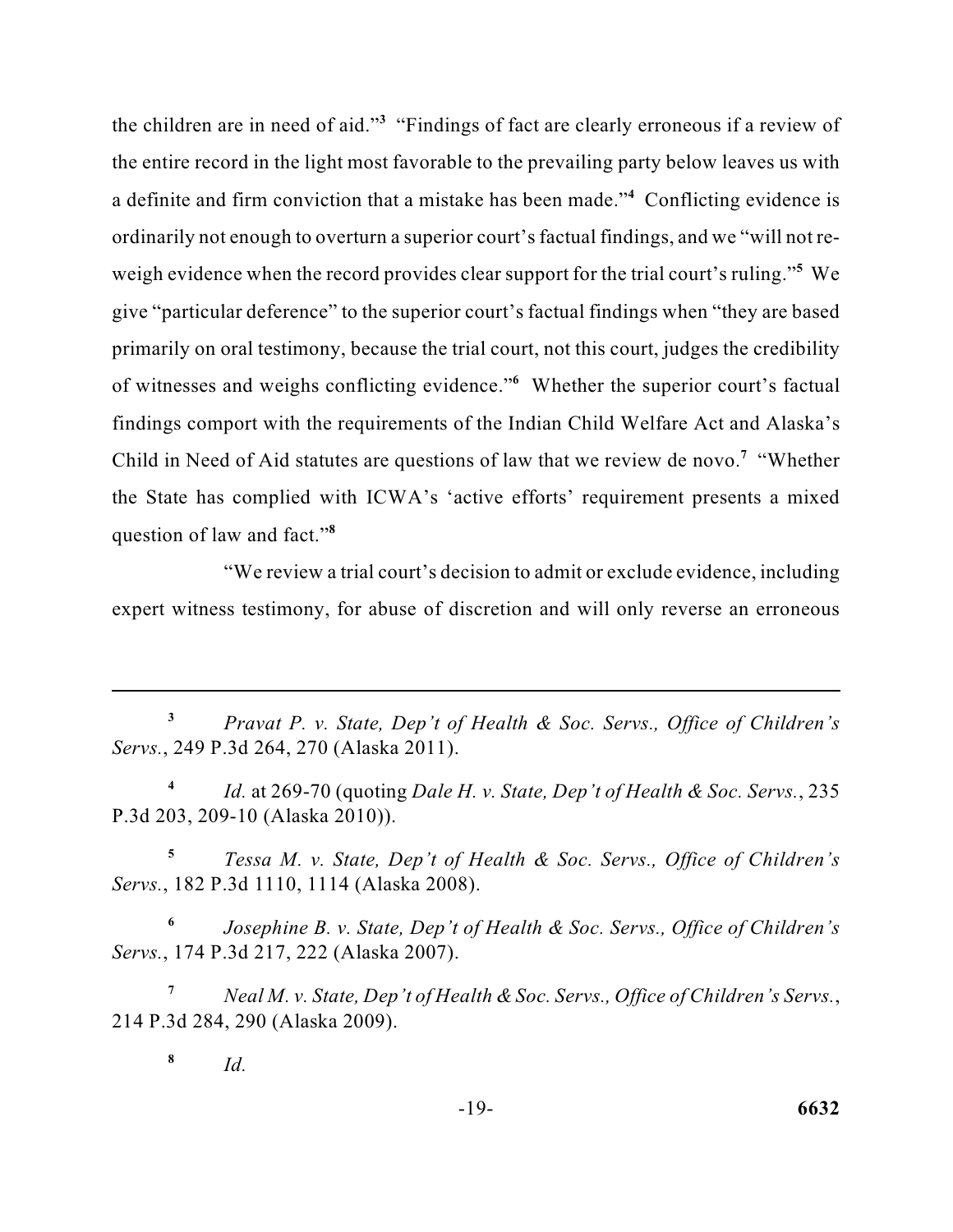the children are in need of aid."[3] "Findings of fact are clearly erroneous if a review of the entire record in the light most favorable to the prevailing party below leaves us with a definite and firm conviction that a mistake has been made."[4] Conflicting evidence is ordinarily not enough to overturn a superior court's factual findings, and we "will not re-weigh evidence when the record provides clear support for the trial court's ruling."[5] We give "particular deference" to the superior court's factual findings when "they are based primarily on oral testimony, because the trial court, not this court, judges the credibility of witnesses and weighs conflicting evidence."[6] Whether the superior court's factual findings comport with the requirements of the Indian Child Welfare Act and Alaska's Child in Need of Aid statutes are questions of law that we review de novo.[7] "Whether the State has complied with ICWA's 'active efforts' requirement presents a mixed question of law and fact."[8]

"We review a trial court's decision to admit or exclude evidence, including expert witness testimony, for abuse of discretion and will only reverse an erroneous

---

[3] *Pravat P. v. State, Dep't of Health & Soc. Servs., Office of Children's Servs.*, 249 P.3d 264, 270 (Alaska 2011).

[4] *Id.* at 269-70 (quoting *Dale H. v. State, Dep't of Health & Soc. Servs.*, 235 P.3d 203, 209-10 (Alaska 2010)).

[5] *Tessa M. v. State, Dep't of Health & Soc. Servs., Office of Children's Servs.*, 182 P.3d 1110, 1114 (Alaska 2008).

[6] *Josephine B. v. State, Dep't of Health & Soc. Servs., Office of Children's Servs.*, 174 P.3d 217, 222 (Alaska 2007).

[7] *Neal M. v. State, Dep't of Health & Soc. Servs., Office of Children's Servs.*, 214 P.3d 284, 290 (Alaska 2009).

[8] *Id.*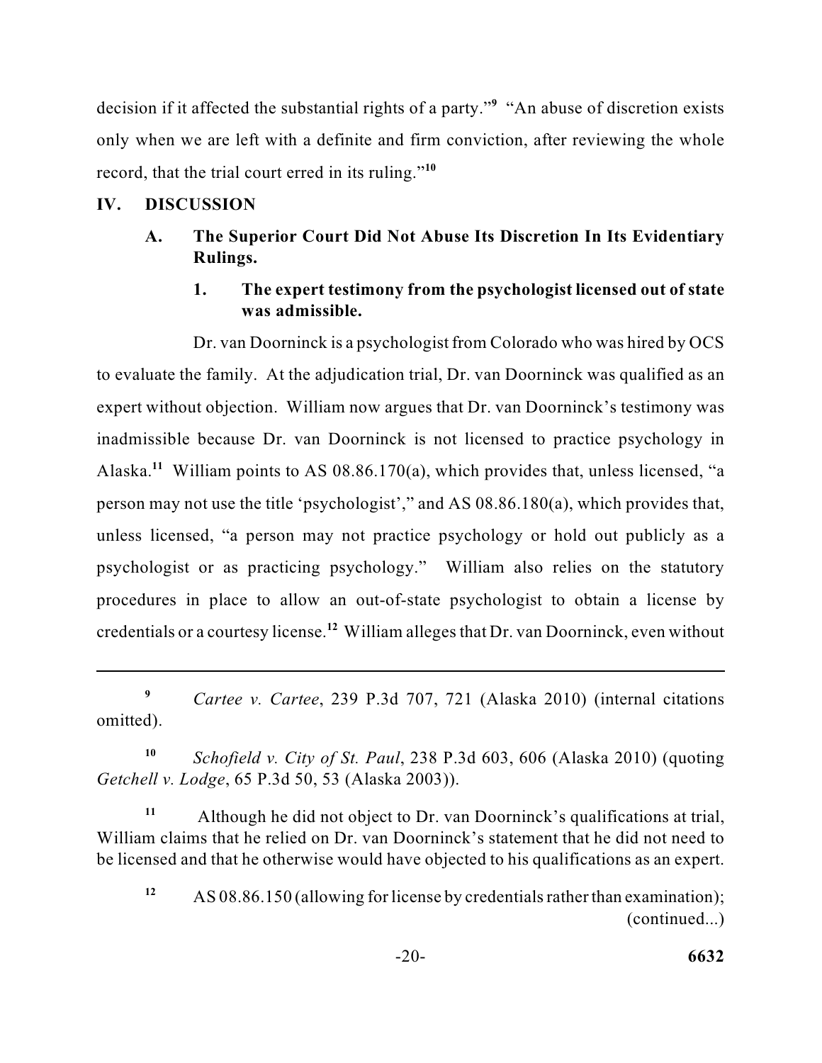decision if it affected the substantial rights of a party."[9] "An abuse of discretion exists only when we are left with a definite and firm conviction, after reviewing the whole record, that the trial court erred in its ruling."[10]

## IV. DISCUSSION

### A. The Superior Court Did Not Abuse Its Discretion In Its Evidentiary Rulings.

#### 1. The expert testimony from the psychologist licensed out of state was admissible.

Dr. van Doorninck is a psychologist from Colorado who was hired by OCS to evaluate the family. At the adjudication trial, Dr. van Doorninck was qualified as an expert without objection. William now argues that Dr. van Doorninck's testimony was inadmissible because Dr. van Doorninck is not licensed to practice psychology in Alaska.[11] William points to AS 08.86.170(a), which provides that, unless licensed, "a person may not use the title 'psychologist'," and AS 08.86.180(a), which provides that, unless licensed, "a person may not practice psychology or hold out publicly as a psychologist or as practicing psychology." William also relies on the statutory procedures in place to allow an out-of-state psychologist to obtain a license by credentials or a courtesy license.[12] William alleges that Dr. van Doorninck, even without

---

[9] *Cartee v. Cartee*, 239 P.3d 707, 721 (Alaska 2010) (internal citations omitted).

[10] *Schofield v. City of St. Paul*, 238 P.3d 603, 606 (Alaska 2010) (quoting *Getchell v. Lodge*, 65 P.3d 50, 53 (Alaska 2003)).

[11] Although he did not object to Dr. van Doorninck's qualifications at trial, William claims that he relied on Dr. van Doorninck's statement that he did not need to be licensed and that he otherwise would have objected to his qualifications as an expert.

[12] AS 08.86.150 (allowing for license by credentials rather than examination); (continued...)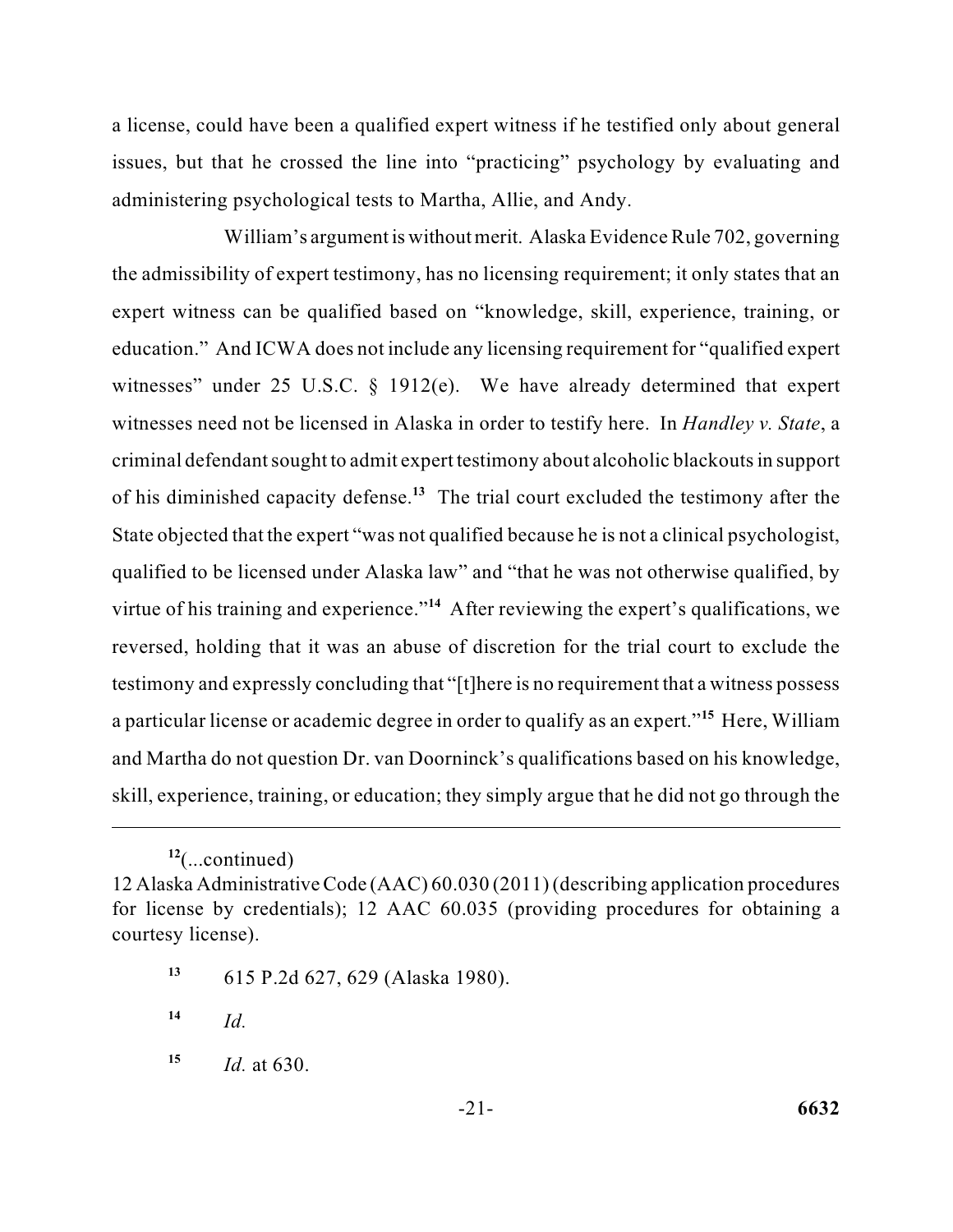a license, could have been a qualified expert witness if he testified only about general issues, but that he crossed the line into "practicing" psychology by evaluating and administering psychological tests to Martha, Allie, and Andy.

William's argument is without merit. Alaska Evidence Rule 702, governing the admissibility of expert testimony, has no licensing requirement; it only states that an expert witness can be qualified based on "knowledge, skill, experience, training, or education." And ICWA does not include any licensing requirement for "qualified expert witnesses" under 25 U.S.C. § 1912(e). We have already determined that expert witnesses need not be licensed in Alaska in order to testify here. In *Handley v. State*, a criminal defendant sought to admit expert testimony about alcoholic blackouts in support of his diminished capacity defense.[13] The trial court excluded the testimony after the State objected that the expert "was not qualified because he is not a clinical psychologist, qualified to be licensed under Alaska law" and "that he was not otherwise qualified, by virtue of his training and experience."[14] After reviewing the expert's qualifications, we reversed, holding that it was an abuse of discretion for the trial court to exclude the testimony and expressly concluding that "[t]here is no requirement that a witness possess a particular license or academic degree in order to qualify as an expert."[15] Here, William and Martha do not question Dr. van Doorninck's qualifications based on his knowledge, skill, experience, training, or education; they simply argue that he did not go through the

---

[12](...continued)
12 Alaska Administrative Code (AAC) 60.030 (2011) (describing application procedures for license by credentials); 12 AAC 60.035 (providing procedures for obtaining a courtesy license).

[13] 615 P.2d 627, 629 (Alaska 1980).

[14] *Id.*

[15] *Id.* at 630.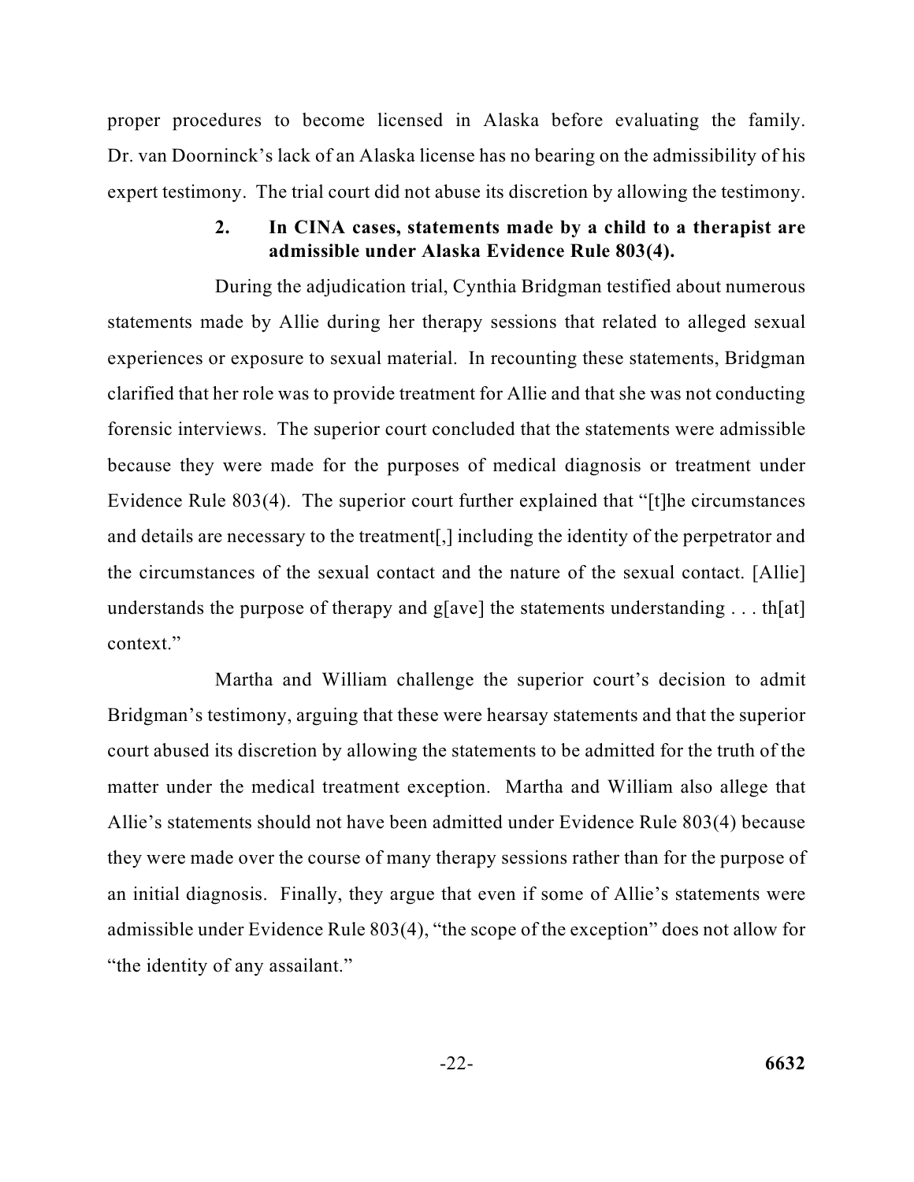proper procedures to become licensed in Alaska before evaluating the family. Dr. van Doorninck's lack of an Alaska license has no bearing on the admissibility of his expert testimony. The trial court did not abuse its discretion by allowing the testimony.

### 2. In CINA cases, statements made by a child to a therapist are admissible under Alaska Evidence Rule 803(4).

During the adjudication trial, Cynthia Bridgman testified about numerous statements made by Allie during her therapy sessions that related to alleged sexual experiences or exposure to sexual material. In recounting these statements, Bridgman clarified that her role was to provide treatment for Allie and that she was not conducting forensic interviews. The superior court concluded that the statements were admissible because they were made for the purposes of medical diagnosis or treatment under Evidence Rule 803(4). The superior court further explained that "[t]he circumstances and details are necessary to the treatment[,] including the identity of the perpetrator and the circumstances of the sexual contact and the nature of the sexual contact. [Allie] understands the purpose of therapy and g[ave] the statements understanding . . . th[at] context."

Martha and William challenge the superior court's decision to admit Bridgman's testimony, arguing that these were hearsay statements and that the superior court abused its discretion by allowing the statements to be admitted for the truth of the matter under the medical treatment exception. Martha and William also allege that Allie's statements should not have been admitted under Evidence Rule 803(4) because they were made over the course of many therapy sessions rather than for the purpose of an initial diagnosis. Finally, they argue that even if some of Allie's statements were admissible under Evidence Rule 803(4), "the scope of the exception" does not allow for "the identity of any assailant."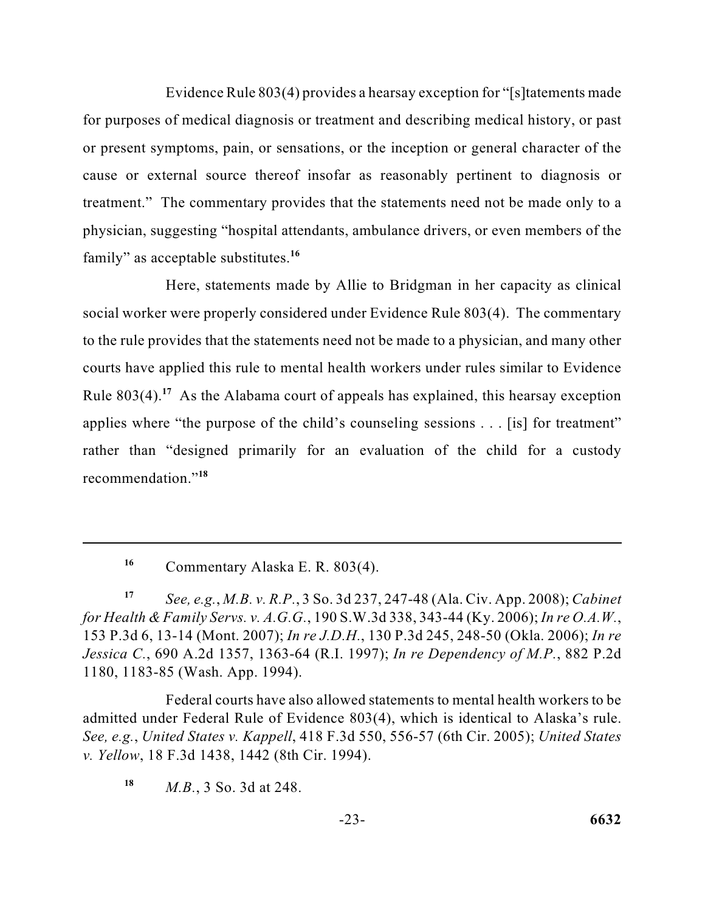Evidence Rule 803(4) provides a hearsay exception for "[s]tatements made for purposes of medical diagnosis or treatment and describing medical history, or past or present symptoms, pain, or sensations, or the inception or general character of the cause or external source thereof insofar as reasonably pertinent to diagnosis or treatment." The commentary provides that the statements need not be made only to a physician, suggesting "hospital attendants, ambulance drivers, or even members of the family" as acceptable substitutes.[16]

Here, statements made by Allie to Bridgman in her capacity as clinical social worker were properly considered under Evidence Rule 803(4). The commentary to the rule provides that the statements need not be made to a physician, and many other courts have applied this rule to mental health workers under rules similar to Evidence Rule 803(4).[17] As the Alabama court of appeals has explained, this hearsay exception applies where "the purpose of the child's counseling sessions . . . [is] for treatment" rather than "designed primarily for an evaluation of the child for a custody recommendation."[18]

---

[16] Commentary Alaska E. R. 803(4).

[17] *See, e.g.*, *M.B. v. R.P.*, 3 So. 3d 237, 247-48 (Ala. Civ. App. 2008); *Cabinet for Health & Family Servs. v. A.G.G.*, 190 S.W.3d 338, 343-44 (Ky. 2006); *In re O.A.W.*, 153 P.3d 6, 13-14 (Mont. 2007); *In re J.D.H.*, 130 P.3d 245, 248-50 (Okla. 2006); *In re Jessica C.*, 690 A.2d 1357, 1363-64 (R.I. 1997); *In re Dependency of M.P.*, 882 P.2d 1180, 1183-85 (Wash. App. 1994).

Federal courts have also allowed statements to mental health workers to be admitted under Federal Rule of Evidence 803(4), which is identical to Alaska's rule. *See, e.g.*, *United States v. Kappell*, 418 F.3d 550, 556-57 (6th Cir. 2005); *United States v. Yellow*, 18 F.3d 1438, 1442 (8th Cir. 1994).

[18] *M.B.*, 3 So. 3d at 248.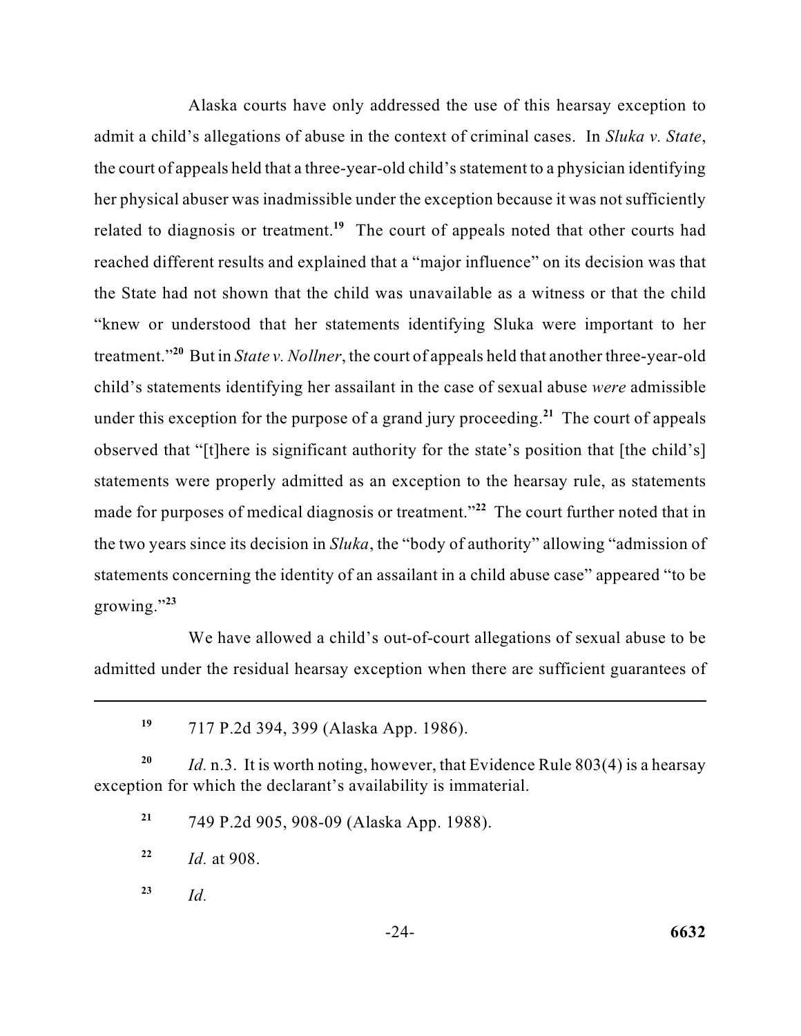Alaska courts have only addressed the use of this hearsay exception to admit a child's allegations of abuse in the context of criminal cases. In *Sluka v. State*, the court of appeals held that a three-year-old child's statement to a physician identifying her physical abuser was inadmissible under the exception because it was not sufficiently related to diagnosis or treatment.[19] The court of appeals noted that other courts had reached different results and explained that a "major influence" on its decision was that the State had not shown that the child was unavailable as a witness or that the child "knew or understood that her statements identifying Sluka were important to her treatment."[20] But in *State v. Nollner*, the court of appeals held that another three-year-old child's statements identifying her assailant in the case of sexual abuse *were* admissible under this exception for the purpose of a grand jury proceeding.[21] The court of appeals observed that "[t]here is significant authority for the state's position that [the child's] statements were properly admitted as an exception to the hearsay rule, as statements made for purposes of medical diagnosis or treatment."[22] The court further noted that in the two years since its decision in *Sluka*, the "body of authority" allowing "admission of statements concerning the identity of an assailant in a child abuse case" appeared "to be growing."[23]

We have allowed a child's out-of-court allegations of sexual abuse to be admitted under the residual hearsay exception when there are sufficient guarantees of

---

[19] 717 P.2d 394, 399 (Alaska App. 1986).

[20] *Id.* n.3. It is worth noting, however, that Evidence Rule 803(4) is a hearsay exception for which the declarant's availability is immaterial.

[21] 749 P.2d 905, 908-09 (Alaska App. 1988).

[22] *Id.* at 908.

[23] *Id.*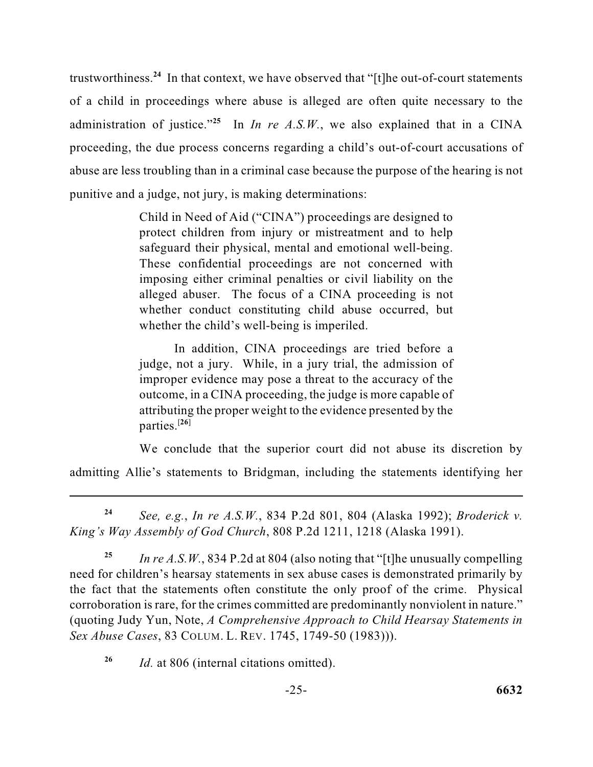trustworthiness.[24] In that context, we have observed that "[t]he out-of-court statements of a child in proceedings where abuse is alleged are often quite necessary to the administration of justice."[25] In *In re A.S.W.*, we also explained that in a CINA proceeding, the due process concerns regarding a child's out-of-court accusations of abuse are less troubling than in a criminal case because the purpose of the hearing is not punitive and a judge, not jury, is making determinations:

> Child in Need of Aid ("CINA") proceedings are designed to protect children from injury or mistreatment and to help safeguard their physical, mental and emotional well-being. These confidential proceedings are not concerned with imposing either criminal penalties or civil liability on the alleged abuser. The focus of a CINA proceeding is not whether conduct constituting child abuse occurred, but whether the child's well-being is imperiled.
>
> In addition, CINA proceedings are tried before a judge, not a jury. While, in a jury trial, the admission of improper evidence may pose a threat to the accuracy of the outcome, in a CINA proceeding, the judge is more capable of attributing the proper weight to the evidence presented by the parties.[26]

We conclude that the superior court did not abuse its discretion by admitting Allie's statements to Bridgman, including the statements identifying her

---

[24] *See, e.g.*, *In re A.S.W.*, 834 P.2d 801, 804 (Alaska 1992); *Broderick v. King's Way Assembly of God Church*, 808 P.2d 1211, 1218 (Alaska 1991).

[25] *In re A.S.W.*, 834 P.2d at 804 (also noting that "[t]he unusually compelling need for children's hearsay statements in sex abuse cases is demonstrated primarily by the fact that the statements often constitute the only proof of the crime. Physical corroboration is rare, for the crimes committed are predominantly nonviolent in nature." (quoting Judy Yun, Note, *A Comprehensive Approach to Child Hearsay Statements in Sex Abuse Cases*, 83 COLUM. L. REV. 1745, 1749-50 (1983))).

[26] *Id.* at 806 (internal citations omitted).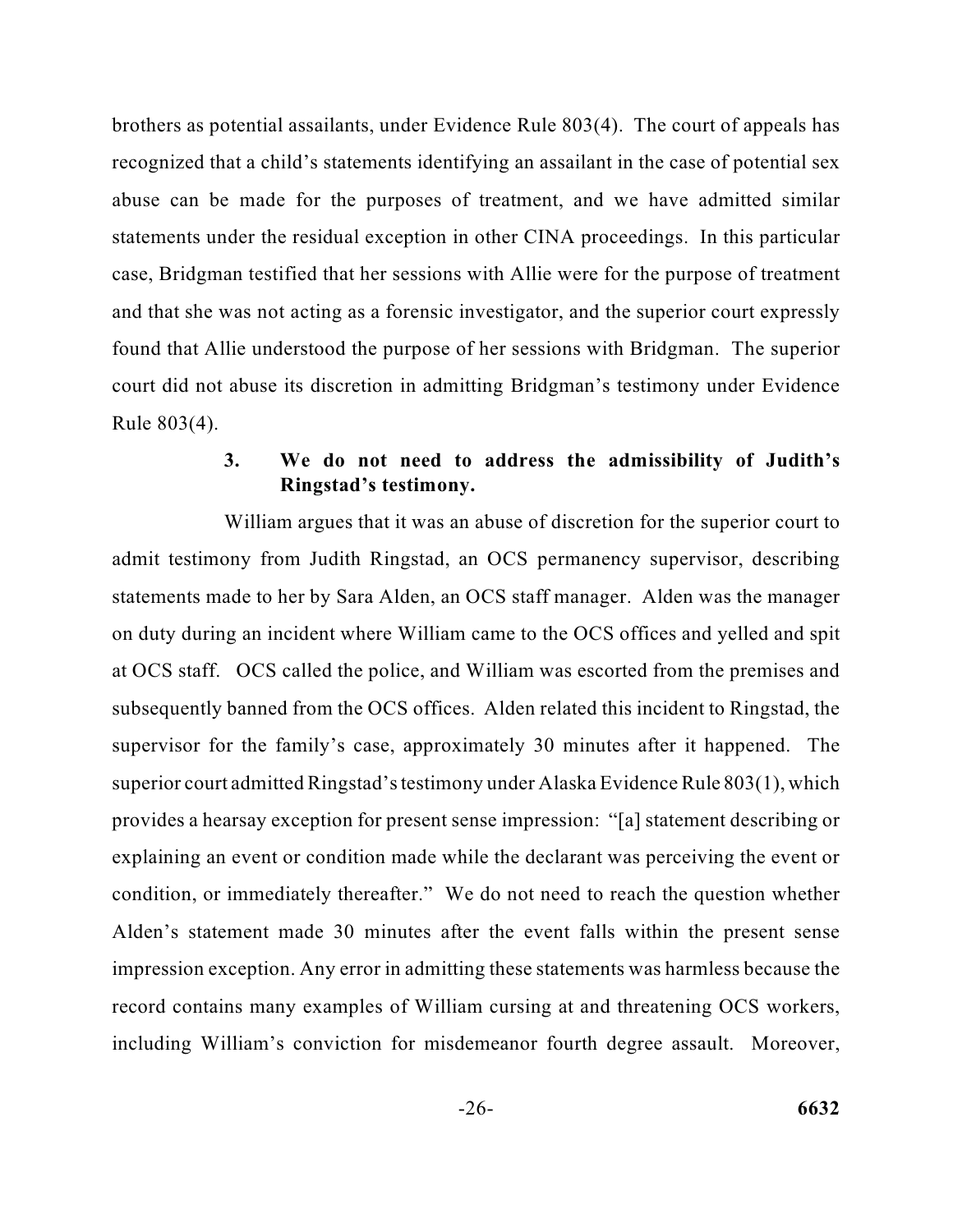brothers as potential assailants, under Evidence Rule 803(4). The court of appeals has recognized that a child's statements identifying an assailant in the case of potential sex abuse can be made for the purposes of treatment, and we have admitted similar statements under the residual exception in other CINA proceedings. In this particular case, Bridgman testified that her sessions with Allie were for the purpose of treatment and that she was not acting as a forensic investigator, and the superior court expressly found that Allie understood the purpose of her sessions with Bridgman. The superior court did not abuse its discretion in admitting Bridgman's testimony under Evidence Rule 803(4).

### 3. We do not need to address the admissibility of Judith's Ringstad's testimony.

William argues that it was an abuse of discretion for the superior court to admit testimony from Judith Ringstad, an OCS permanency supervisor, describing statements made to her by Sara Alden, an OCS staff manager. Alden was the manager on duty during an incident where William came to the OCS offices and yelled and spit at OCS staff. OCS called the police, and William was escorted from the premises and subsequently banned from the OCS offices. Alden related this incident to Ringstad, the supervisor for the family's case, approximately 30 minutes after it happened. The superior court admitted Ringstad's testimony under Alaska Evidence Rule 803(1), which provides a hearsay exception for present sense impression: "[a] statement describing or explaining an event or condition made while the declarant was perceiving the event or condition, or immediately thereafter." We do not need to reach the question whether Alden's statement made 30 minutes after the event falls within the present sense impression exception. Any error in admitting these statements was harmless because the record contains many examples of William cursing at and threatening OCS workers, including William's conviction for misdemeanor fourth degree assault. Moreover,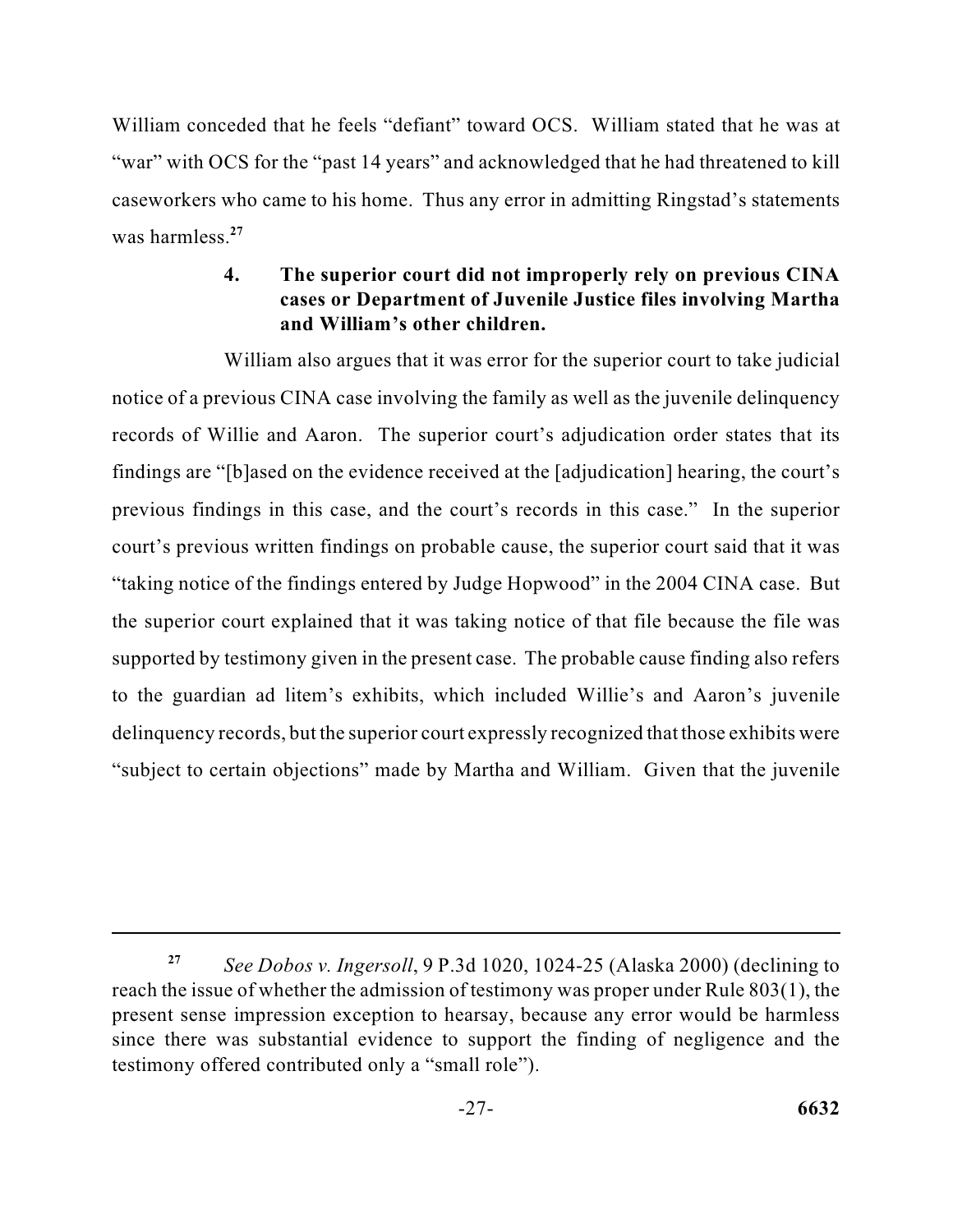William conceded that he feels "defiant" toward OCS. William stated that he was at "war" with OCS for the "past 14 years" and acknowledged that he had threatened to kill caseworkers who came to his home. Thus any error in admitting Ringstad's statements was harmless.[27]

#### 4. The superior court did not improperly rely on previous CINA cases or Department of Juvenile Justice files involving Martha and William's other children.

William also argues that it was error for the superior court to take judicial notice of a previous CINA case involving the family as well as the juvenile delinquency records of Willie and Aaron. The superior court's adjudication order states that its findings are "[b]ased on the evidence received at the [adjudication] hearing, the court's previous findings in this case, and the court's records in this case." In the superior court's previous written findings on probable cause, the superior court said that it was "taking notice of the findings entered by Judge Hopwood" in the 2004 CINA case. But the superior court explained that it was taking notice of that file because the file was supported by testimony given in the present case. The probable cause finding also refers to the guardian ad litem's exhibits, which included Willie's and Aaron's juvenile delinquency records, but the superior court expressly recognized that those exhibits were "subject to certain objections" made by Martha and William. Given that the juvenile

---

[27] *See Dobos v. Ingersoll*, 9 P.3d 1020, 1024-25 (Alaska 2000) (declining to reach the issue of whether the admission of testimony was proper under Rule 803(1), the present sense impression exception to hearsay, because any error would be harmless since there was substantial evidence to support the finding of negligence and the testimony offered contributed only a "small role").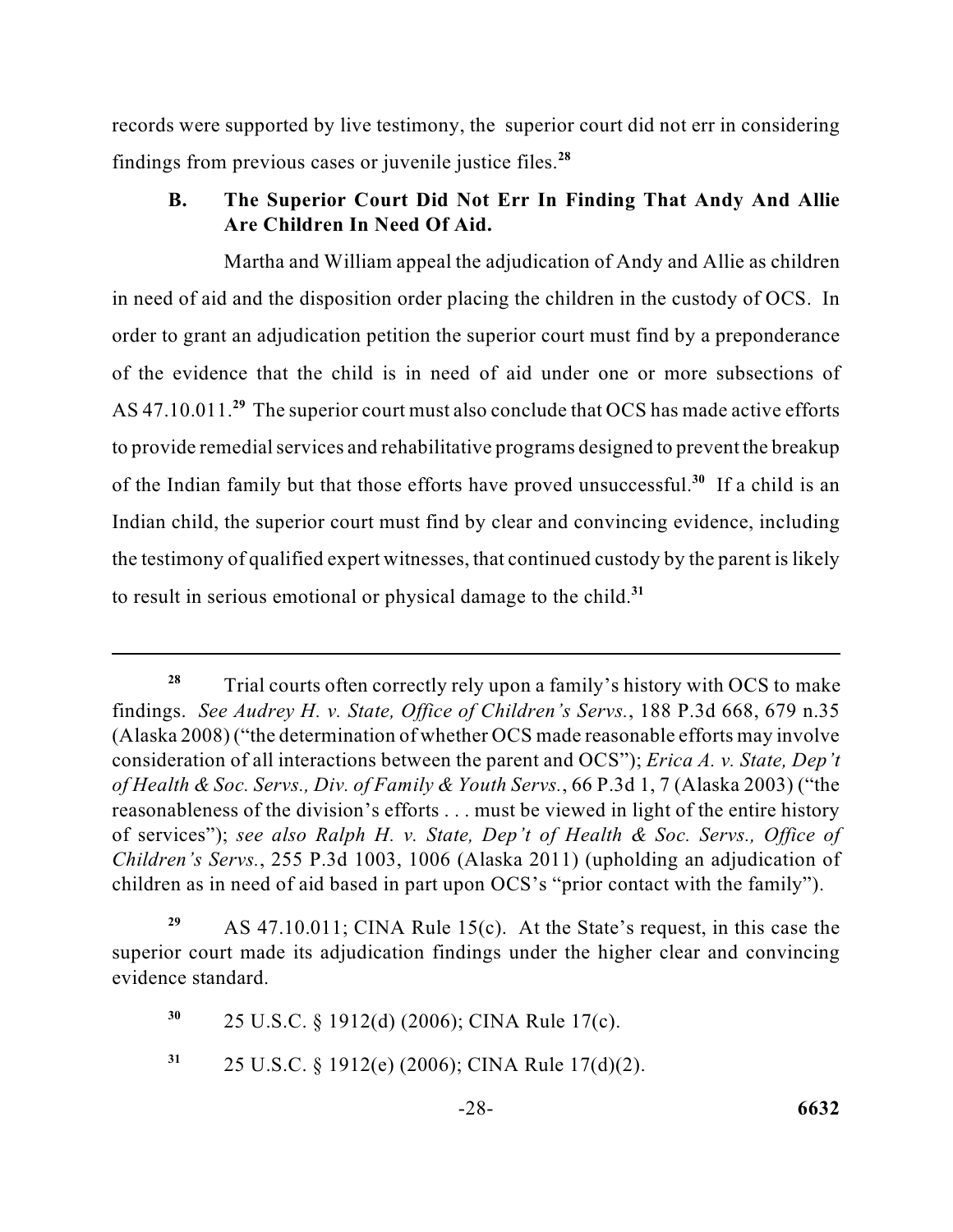records were supported by live testimony, the superior court did not err in considering findings from previous cases or juvenile justice files.[28]

### B. The Superior Court Did Not Err In Finding That Andy And Allie Are Children In Need Of Aid.

Martha and William appeal the adjudication of Andy and Allie as children in need of aid and the disposition order placing the children in the custody of OCS. In order to grant an adjudication petition the superior court must find by a preponderance of the evidence that the child is in need of aid under one or more subsections of AS 47.10.011.[29] The superior court must also conclude that OCS has made active efforts to provide remedial services and rehabilitative programs designed to prevent the breakup of the Indian family but that those efforts have proved unsuccessful.[30] If a child is an Indian child, the superior court must find by clear and convincing evidence, including the testimony of qualified expert witnesses, that continued custody by the parent is likely to result in serious emotional or physical damage to the child.[31]

---

[28] Trial courts often correctly rely upon a family's history with OCS to make findings. *See Audrey H. v. State, Office of Children's Servs.*, 188 P.3d 668, 679 n.35 (Alaska 2008) ("the determination of whether OCS made reasonable efforts may involve consideration of all interactions between the parent and OCS"); *Erica A. v. State, Dep't of Health & Soc. Servs., Div. of Family & Youth Servs.*, 66 P.3d 1, 7 (Alaska 2003) ("the reasonableness of the division's efforts . . . must be viewed in light of the entire history of services"); *see also Ralph H. v. State, Dep't of Health & Soc. Servs., Office of Children's Servs.*, 255 P.3d 1003, 1006 (Alaska 2011) (upholding an adjudication of children as in need of aid based in part upon OCS's "prior contact with the family").

[29] AS 47.10.011; CINA Rule 15(c). At the State's request, in this case the superior court made its adjudication findings under the higher clear and convincing evidence standard.

[30] 25 U.S.C. § 1912(d) (2006); CINA Rule 17(c).

[31] 25 U.S.C. § 1912(e) (2006); CINA Rule 17(d)(2).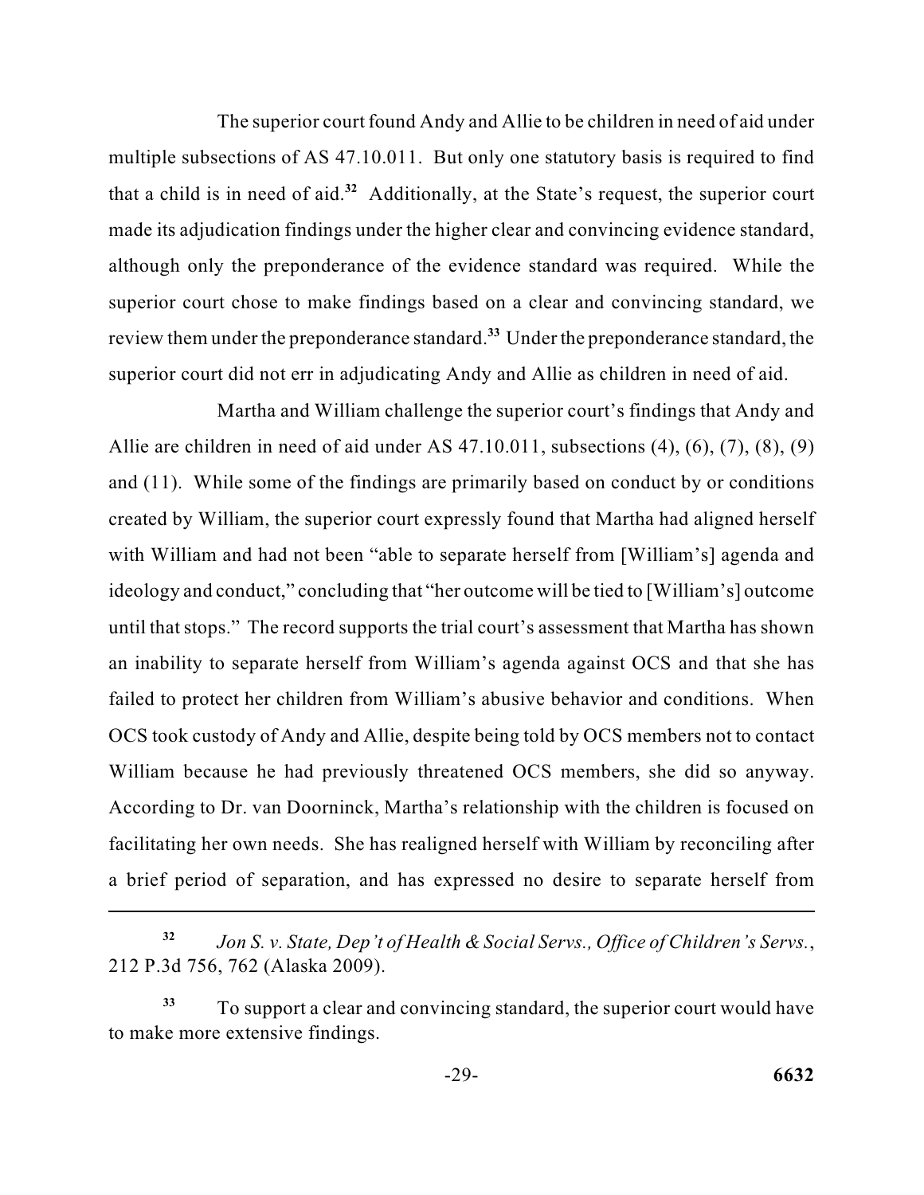The superior court found Andy and Allie to be children in need of aid under multiple subsections of AS 47.10.011. But only one statutory basis is required to find that a child is in need of aid.[32] Additionally, at the State's request, the superior court made its adjudication findings under the higher clear and convincing evidence standard, although only the preponderance of the evidence standard was required. While the superior court chose to make findings based on a clear and convincing standard, we review them under the preponderance standard.[33] Under the preponderance standard, the superior court did not err in adjudicating Andy and Allie as children in need of aid.

Martha and William challenge the superior court's findings that Andy and Allie are children in need of aid under AS 47.10.011, subsections (4), (6), (7), (8), (9) and (11). While some of the findings are primarily based on conduct by or conditions created by William, the superior court expressly found that Martha had aligned herself with William and had not been "able to separate herself from [William's] agenda and ideology and conduct," concluding that "her outcome will be tied to [William's] outcome until that stops." The record supports the trial court's assessment that Martha has shown an inability to separate herself from William's agenda against OCS and that she has failed to protect her children from William's abusive behavior and conditions. When OCS took custody of Andy and Allie, despite being told by OCS members not to contact William because he had previously threatened OCS members, she did so anyway. According to Dr. van Doorninck, Martha's relationship with the children is focused on facilitating her own needs. She has realigned herself with William by reconciling after a brief period of separation, and has expressed no desire to separate herself from

---

[32] *Jon S. v. State, Dep't of Health & Social Servs., Office of Children's Servs.*, 212 P.3d 756, 762 (Alaska 2009).

[33] To support a clear and convincing standard, the superior court would have to make more extensive findings.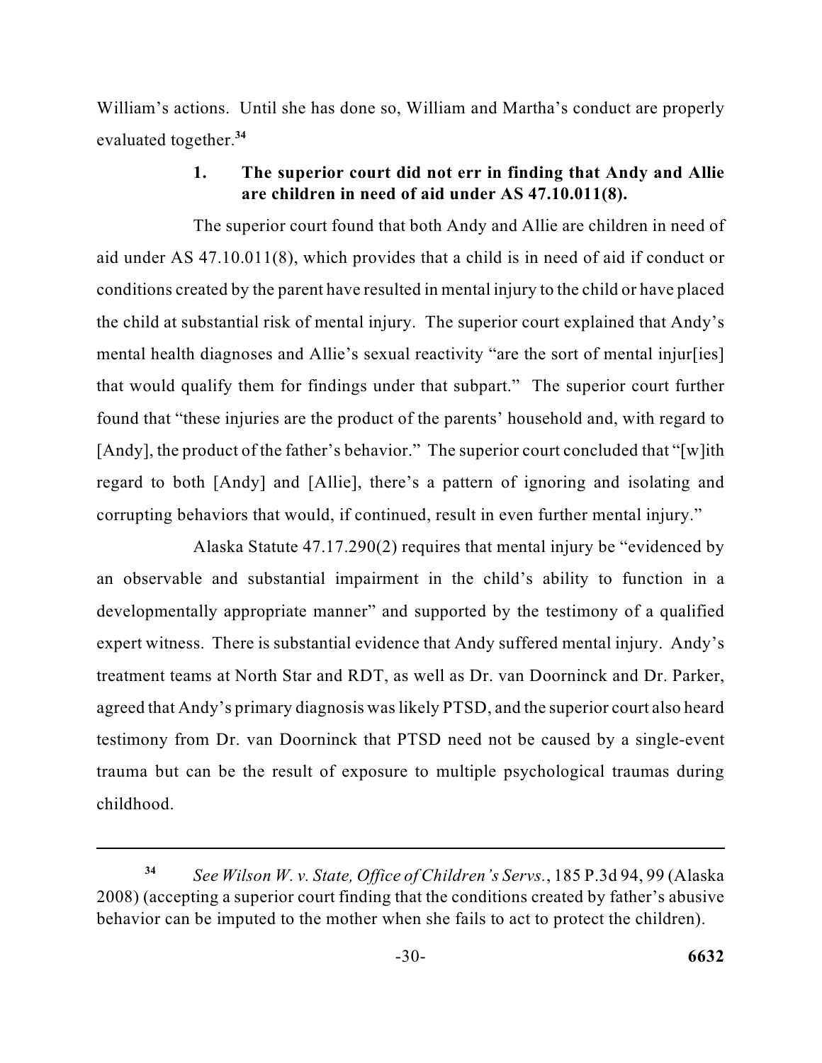William's actions. Until she has done so, William and Martha's conduct are properly evaluated together.[34]

### 1. The superior court did not err in finding that Andy and Allie are children in need of aid under AS 47.10.011(8).

The superior court found that both Andy and Allie are children in need of aid under AS 47.10.011(8), which provides that a child is in need of aid if conduct or conditions created by the parent have resulted in mental injury to the child or have placed the child at substantial risk of mental injury. The superior court explained that Andy's mental health diagnoses and Allie's sexual reactivity "are the sort of mental injur[ies] that would qualify them for findings under that subpart." The superior court further found that "these injuries are the product of the parents' household and, with regard to [Andy], the product of the father's behavior." The superior court concluded that "[w]ith regard to both [Andy] and [Allie], there's a pattern of ignoring and isolating and corrupting behaviors that would, if continued, result in even further mental injury."

Alaska Statute 47.17.290(2) requires that mental injury be "evidenced by an observable and substantial impairment in the child's ability to function in a developmentally appropriate manner" and supported by the testimony of a qualified expert witness. There is substantial evidence that Andy suffered mental injury. Andy's treatment teams at North Star and RDT, as well as Dr. van Doorninck and Dr. Parker, agreed that Andy's primary diagnosis was likely PTSD, and the superior court also heard testimony from Dr. van Doorninck that PTSD need not be caused by a single-event trauma but can be the result of exposure to multiple psychological traumas during childhood.

---

[34] *See Wilson W. v. State, Office of Children's Servs.*, 185 P.3d 94, 99 (Alaska 2008) (accepting a superior court finding that the conditions created by father's abusive behavior can be imputed to the mother when she fails to act to protect the children).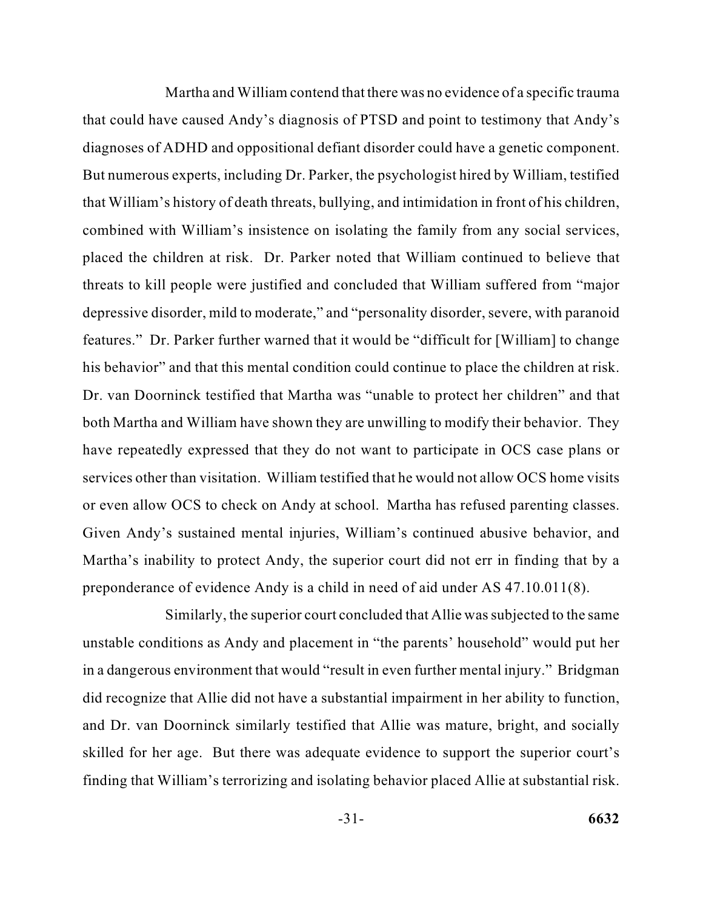Martha and William contend that there was no evidence of a specific trauma that could have caused Andy's diagnosis of PTSD and point to testimony that Andy's diagnoses of ADHD and oppositional defiant disorder could have a genetic component. But numerous experts, including Dr. Parker, the psychologist hired by William, testified that William's history of death threats, bullying, and intimidation in front of his children, combined with William's insistence on isolating the family from any social services, placed the children at risk. Dr. Parker noted that William continued to believe that threats to kill people were justified and concluded that William suffered from "major depressive disorder, mild to moderate," and "personality disorder, severe, with paranoid features." Dr. Parker further warned that it would be "difficult for [William] to change his behavior" and that this mental condition could continue to place the children at risk. Dr. van Doorninck testified that Martha was "unable to protect her children" and that both Martha and William have shown they are unwilling to modify their behavior. They have repeatedly expressed that they do not want to participate in OCS case plans or services other than visitation. William testified that he would not allow OCS home visits or even allow OCS to check on Andy at school. Martha has refused parenting classes. Given Andy's sustained mental injuries, William's continued abusive behavior, and Martha's inability to protect Andy, the superior court did not err in finding that by a preponderance of evidence Andy is a child in need of aid under AS 47.10.011(8).

Similarly, the superior court concluded that Allie was subjected to the same unstable conditions as Andy and placement in "the parents' household" would put her in a dangerous environment that would "result in even further mental injury." Bridgman did recognize that Allie did not have a substantial impairment in her ability to function, and Dr. van Doorninck similarly testified that Allie was mature, bright, and socially skilled for her age. But there was adequate evidence to support the superior court's finding that William's terrorizing and isolating behavior placed Allie at substantial risk.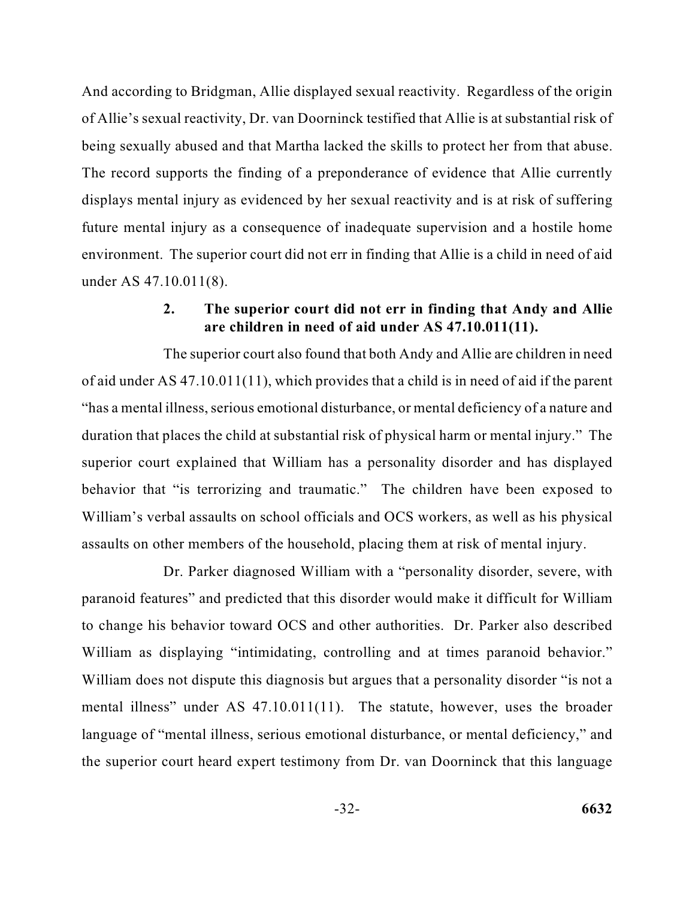And according to Bridgman, Allie displayed sexual reactivity. Regardless of the origin of Allie's sexual reactivity, Dr. van Doorninck testified that Allie is at substantial risk of being sexually abused and that Martha lacked the skills to protect her from that abuse. The record supports the finding of a preponderance of evidence that Allie currently displays mental injury as evidenced by her sexual reactivity and is at risk of suffering future mental injury as a consequence of inadequate supervision and a hostile home environment. The superior court did not err in finding that Allie is a child in need of aid under AS 47.10.011(8).

#### 2. The superior court did not err in finding that Andy and Allie are children in need of aid under AS 47.10.011(11).

The superior court also found that both Andy and Allie are children in need of aid under AS 47.10.011(11), which provides that a child is in need of aid if the parent "has a mental illness, serious emotional disturbance, or mental deficiency of a nature and duration that places the child at substantial risk of physical harm or mental injury." The superior court explained that William has a personality disorder and has displayed behavior that "is terrorizing and traumatic." The children have been exposed to William's verbal assaults on school officials and OCS workers, as well as his physical assaults on other members of the household, placing them at risk of mental injury.

Dr. Parker diagnosed William with a "personality disorder, severe, with paranoid features" and predicted that this disorder would make it difficult for William to change his behavior toward OCS and other authorities. Dr. Parker also described William as displaying "intimidating, controlling and at times paranoid behavior." William does not dispute this diagnosis but argues that a personality disorder "is not a mental illness" under AS 47.10.011(11). The statute, however, uses the broader language of "mental illness, serious emotional disturbance, or mental deficiency," and the superior court heard expert testimony from Dr. van Doorninck that this language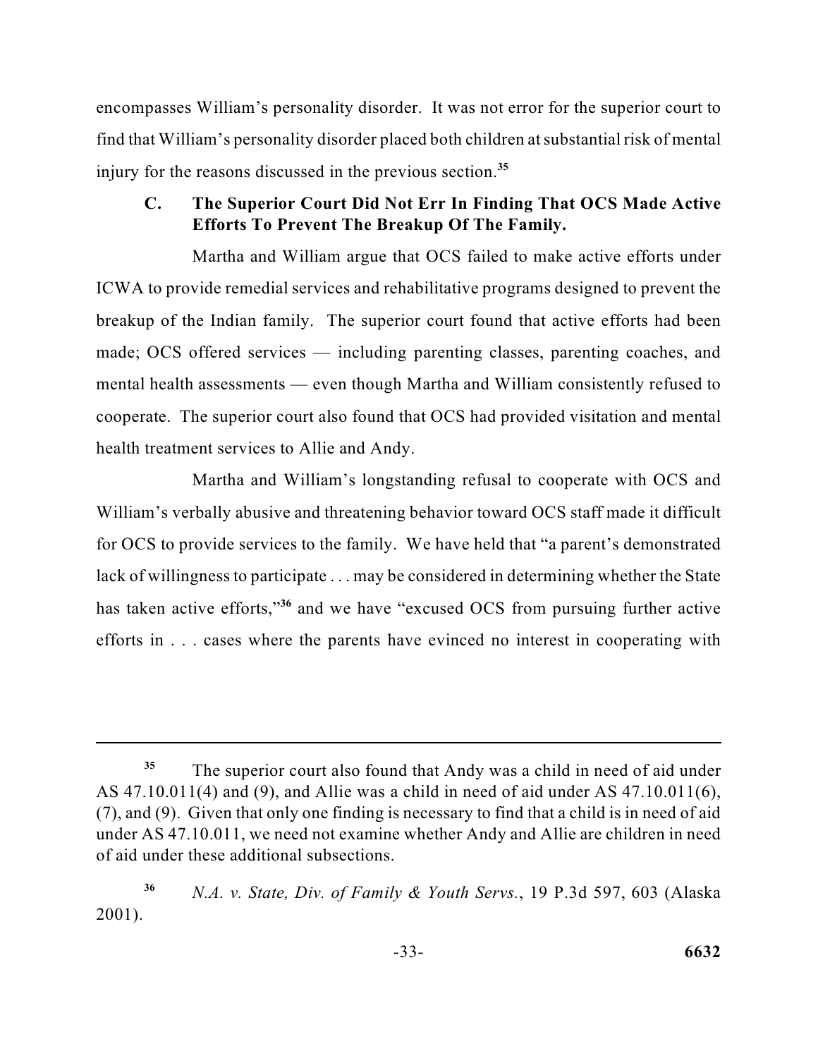encompasses William's personality disorder. It was not error for the superior court to find that William's personality disorder placed both children at substantial risk of mental injury for the reasons discussed in the previous section.[35]

### C. The Superior Court Did Not Err In Finding That OCS Made Active Efforts To Prevent The Breakup Of The Family.

Martha and William argue that OCS failed to make active efforts under ICWA to provide remedial services and rehabilitative programs designed to prevent the breakup of the Indian family. The superior court found that active efforts had been made; OCS offered services — including parenting classes, parenting coaches, and mental health assessments — even though Martha and William consistently refused to cooperate. The superior court also found that OCS had provided visitation and mental health treatment services to Allie and Andy.

Martha and William's longstanding refusal to cooperate with OCS and William's verbally abusive and threatening behavior toward OCS staff made it difficult for OCS to provide services to the family. We have held that "a parent's demonstrated lack of willingness to participate . . . may be considered in determining whether the State has taken active efforts,"[36] and we have "excused OCS from pursuing further active efforts in . . . cases where the parents have evinced no interest in cooperating with

---

[35] The superior court also found that Andy was a child in need of aid under AS 47.10.011(4) and (9), and Allie was a child in need of aid under AS 47.10.011(6), (7), and (9). Given that only one finding is necessary to find that a child is in need of aid under AS 47.10.011, we need not examine whether Andy and Allie are children in need of aid under these additional subsections.

[36] *N.A. v. State, Div. of Family & Youth Servs.*, 19 P.3d 597, 603 (Alaska 2001).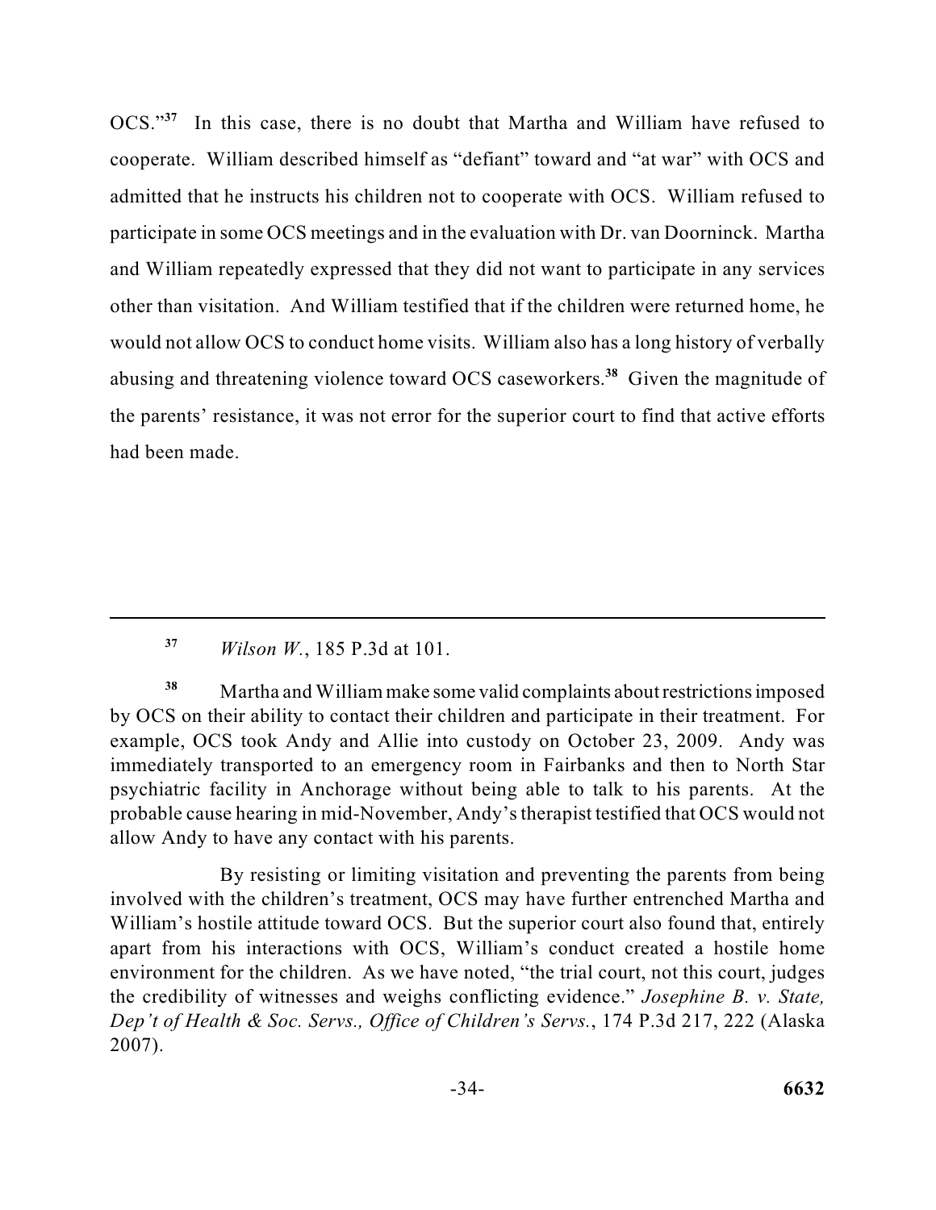OCS."[37] In this case, there is no doubt that Martha and William have refused to cooperate. William described himself as "defiant" toward and "at war" with OCS and admitted that he instructs his children not to cooperate with OCS. William refused to participate in some OCS meetings and in the evaluation with Dr. van Doorninck. Martha and William repeatedly expressed that they did not want to participate in any services other than visitation. And William testified that if the children were returned home, he would not allow OCS to conduct home visits. William also has a long history of verbally abusing and threatening violence toward OCS caseworkers.[38] Given the magnitude of the parents' resistance, it was not error for the superior court to find that active efforts had been made.

---

[37] *Wilson W.*, 185 P.3d at 101.

[38] Martha and William make some valid complaints about restrictions imposed by OCS on their ability to contact their children and participate in their treatment. For example, OCS took Andy and Allie into custody on October 23, 2009. Andy was immediately transported to an emergency room in Fairbanks and then to North Star psychiatric facility in Anchorage without being able to talk to his parents. At the probable cause hearing in mid-November, Andy's therapist testified that OCS would not allow Andy to have any contact with his parents.

By resisting or limiting visitation and preventing the parents from being involved with the children's treatment, OCS may have further entrenched Martha and William's hostile attitude toward OCS. But the superior court also found that, entirely apart from his interactions with OCS, William's conduct created a hostile home environment for the children. As we have noted, "the trial court, not this court, judges the credibility of witnesses and weighs conflicting evidence." *Josephine B. v. State, Dep't of Health & Soc. Servs., Office of Children's Servs.*, 174 P.3d 217, 222 (Alaska 2007).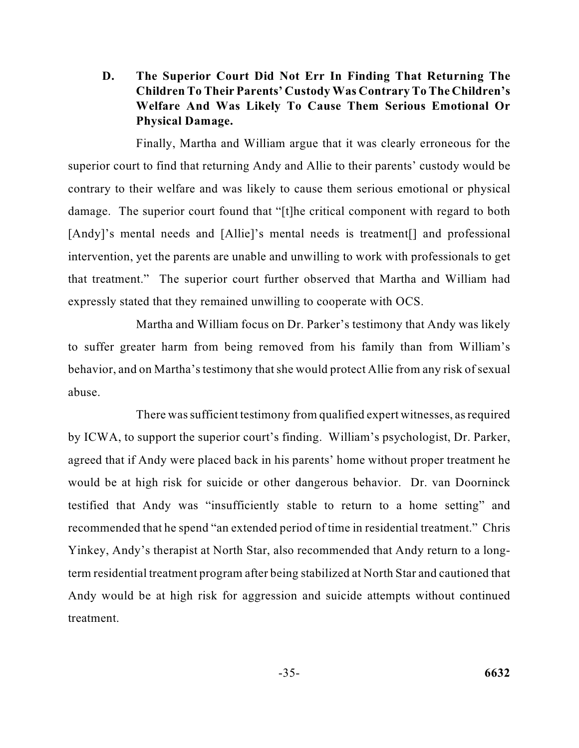### D. The Superior Court Did Not Err In Finding That Returning The Children To Their Parents' Custody Was Contrary To The Children's Welfare And Was Likely To Cause Them Serious Emotional Or Physical Damage.

Finally, Martha and William argue that it was clearly erroneous for the superior court to find that returning Andy and Allie to their parents' custody would be contrary to their welfare and was likely to cause them serious emotional or physical damage. The superior court found that "[t]he critical component with regard to both [Andy]'s mental needs and [Allie]'s mental needs is treatment[] and professional intervention, yet the parents are unable and unwilling to work with professionals to get that treatment." The superior court further observed that Martha and William had expressly stated that they remained unwilling to cooperate with OCS.

Martha and William focus on Dr. Parker's testimony that Andy was likely to suffer greater harm from being removed from his family than from William's behavior, and on Martha's testimony that she would protect Allie from any risk of sexual abuse.

There was sufficient testimony from qualified expert witnesses, as required by ICWA, to support the superior court's finding. William's psychologist, Dr. Parker, agreed that if Andy were placed back in his parents' home without proper treatment he would be at high risk for suicide or other dangerous behavior. Dr. van Doorninck testified that Andy was "insufficiently stable to return to a home setting" and recommended that he spend "an extended period of time in residential treatment." Chris Yinkey, Andy's therapist at North Star, also recommended that Andy return to a long-term residential treatment program after being stabilized at North Star and cautioned that Andy would be at high risk for aggression and suicide attempts without continued treatment.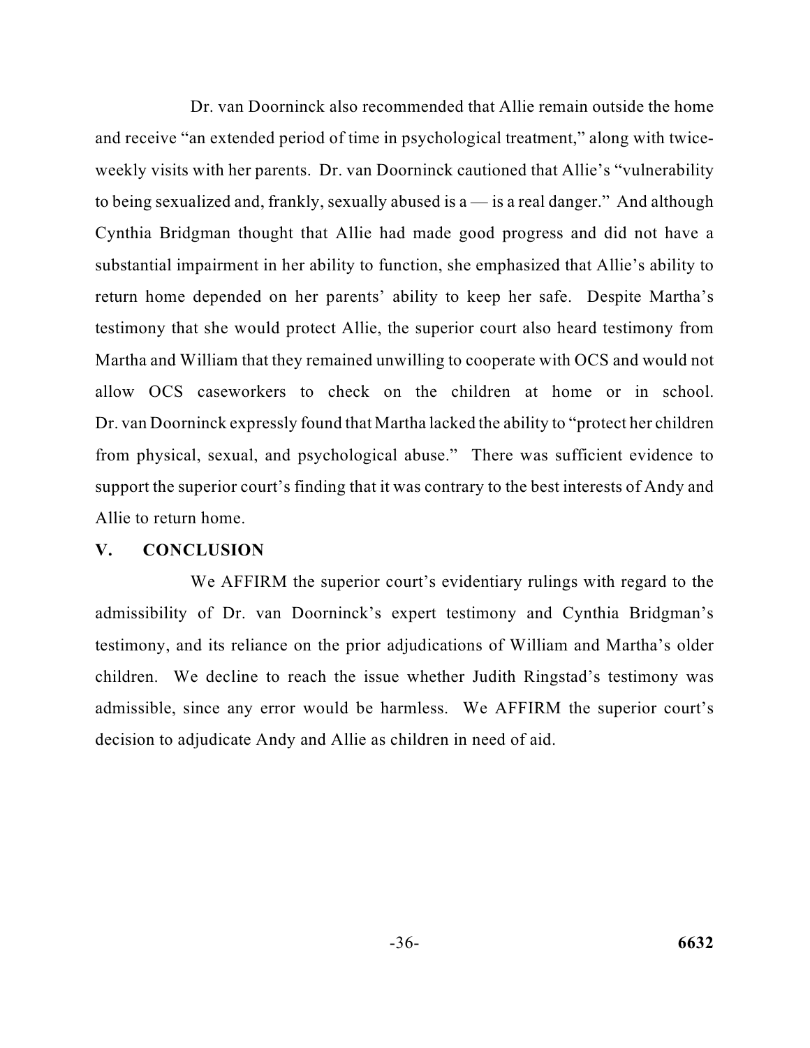Dr. van Doorninck also recommended that Allie remain outside the home and receive "an extended period of time in psychological treatment," along with twice-weekly visits with her parents. Dr. van Doorninck cautioned that Allie's "vulnerability to being sexualized and, frankly, sexually abused is a — is a real danger." And although Cynthia Bridgman thought that Allie had made good progress and did not have a substantial impairment in her ability to function, she emphasized that Allie's ability to return home depended on her parents' ability to keep her safe. Despite Martha's testimony that she would protect Allie, the superior court also heard testimony from Martha and William that they remained unwilling to cooperate with OCS and would not allow OCS caseworkers to check on the children at home or in school. Dr. van Doorninck expressly found that Martha lacked the ability to "protect her children from physical, sexual, and psychological abuse." There was sufficient evidence to support the superior court's finding that it was contrary to the best interests of Andy and Allie to return home.

## V. CONCLUSION

We AFFIRM the superior court's evidentiary rulings with regard to the admissibility of Dr. van Doorninck's expert testimony and Cynthia Bridgman's testimony, and its reliance on the prior adjudications of William and Martha's older children. We decline to reach the issue whether Judith Ringstad's testimony was admissible, since any error would be harmless. We AFFIRM the superior court's decision to adjudicate Andy and Allie as children in need of aid.